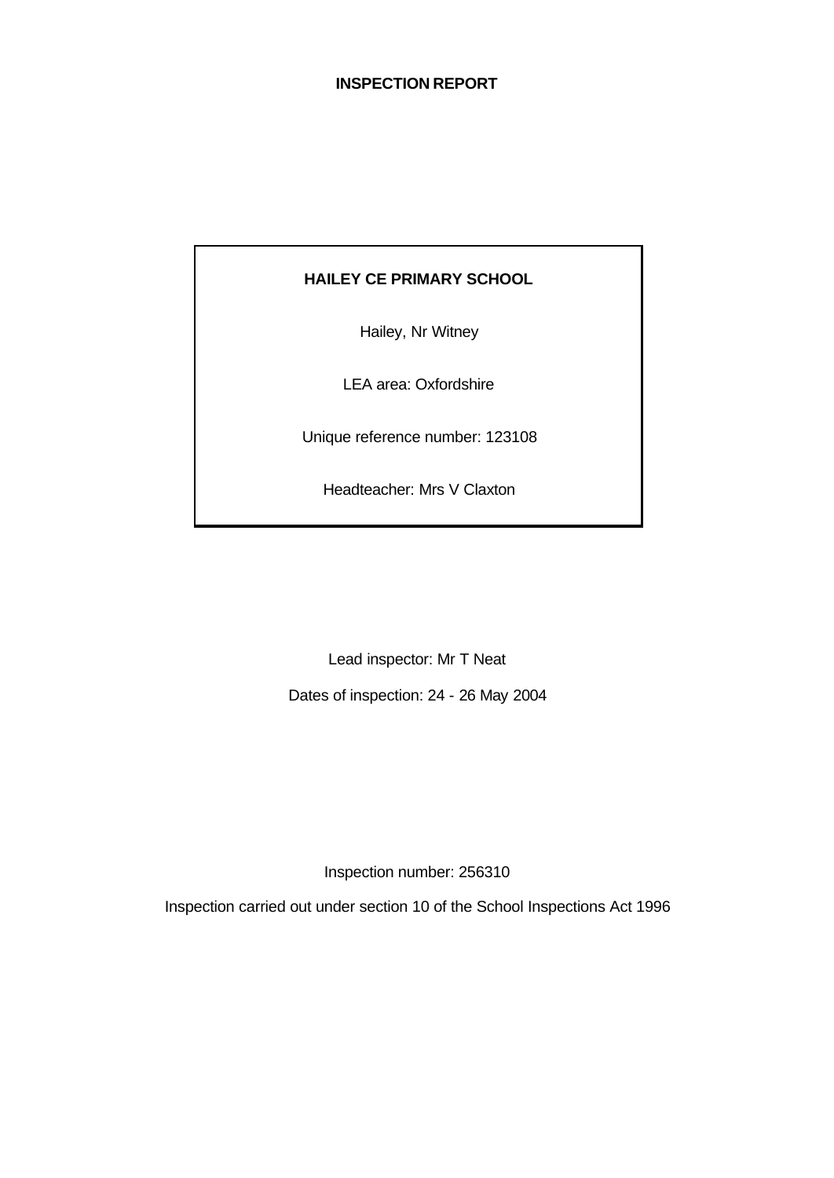**INSPECTION REPORT**

**HAILEY CE PRIMARY SCHOOL**

Hailey, Nr Witney

LEA area: Oxfordshire

Unique reference number: 123108

Headteacher: Mrs V Claxton

Lead inspector: Mr T Neat

Dates of inspection: 24 - 26 May 2004

Inspection number: 256310

Inspection carried out under section 10 of the School Inspections Act 1996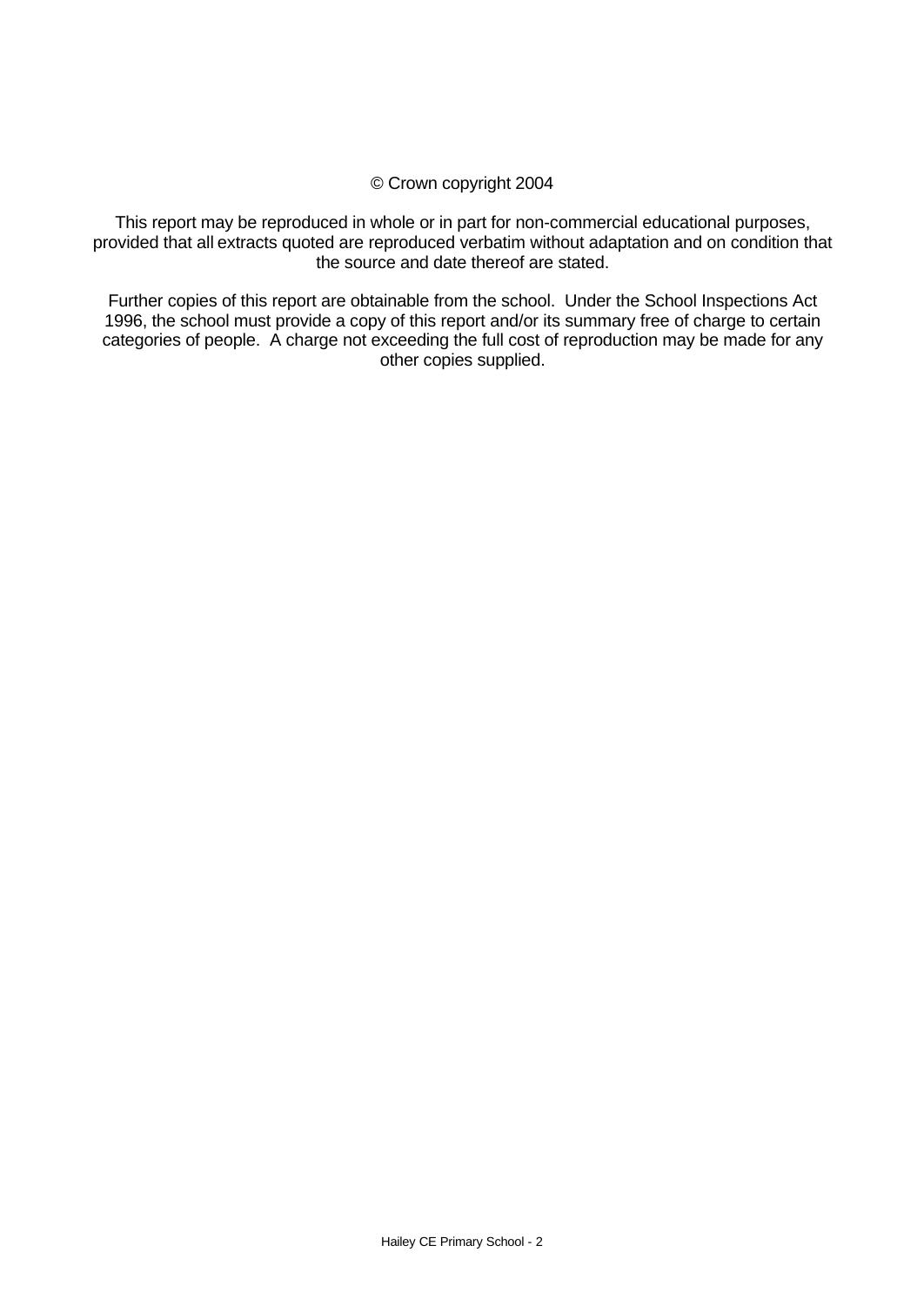© Crown copyright 2004

This report may be reproduced in whole or in part for non-commercial educational purposes, provided that all extracts quoted are reproduced verbatim without adaptation and on condition that the source and date thereof are stated.

Further copies of this report are obtainable from the school. Under the School Inspections Act 1996, the school must provide a copy of this report and/or its summary free of charge to certain categories of people. A charge not exceeding the full cost of reproduction may be made for any other copies supplied.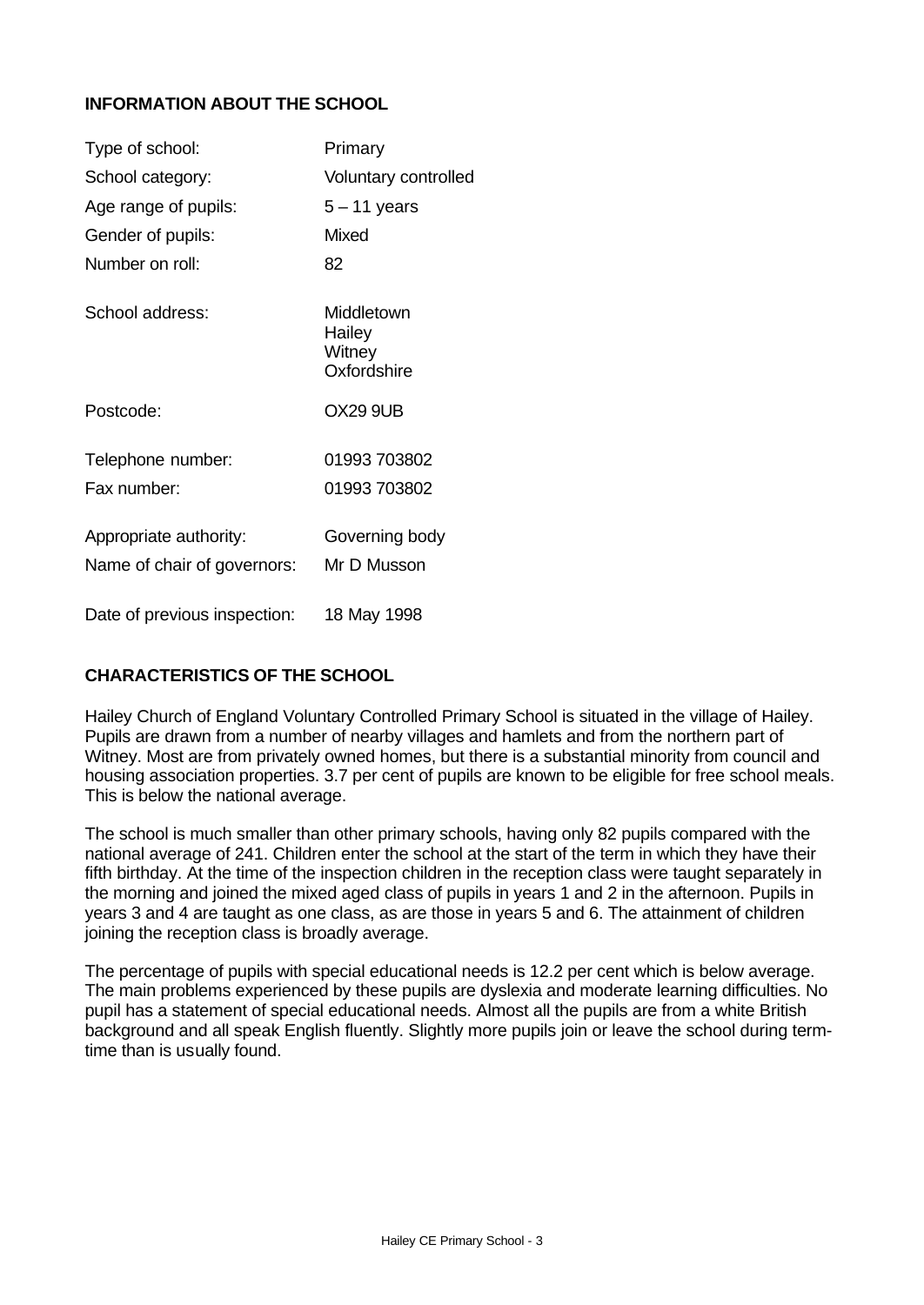## INFORMATION ABOUT THE SCHOOL

| | |
|---|---|
| Type of school: | Primary |
| School category: | Voluntary controlled |
| Age range of pupils: | 5 – 11 years |
| Gender of pupils: | Mixed |
| Number on roll: | 82 |
| School address: | Middletown<br>Hailey<br>Witney<br>Oxfordshire |
| Postcode: | OX29 9UB |
| Telephone number: | 01993 703802 |
| Fax number: | 01993 703802 |
| Appropriate authority: | Governing body |
| Name of chair of governors: | Mr D Musson |
| Date of previous inspection: | 18 May 1998 |

## CHARACTERISTICS OF THE SCHOOL

Hailey Church of England Voluntary Controlled Primary School is situated in the village of Hailey. Pupils are drawn from a number of nearby villages and hamlets and from the northern part of Witney. Most are from privately owned homes, but there is a substantial minority from council and housing association properties. 3.7 per cent of pupils are known to be eligible for free school meals. This is below the national average.

The school is much smaller than other primary schools, having only 82 pupils compared with the national average of 241. Children enter the school at the start of the term in which they have their fifth birthday. At the time of the inspection children in the reception class were taught separately in the morning and joined the mixed aged class of pupils in years 1 and 2 in the afternoon. Pupils in years 3 and 4 are taught as one class, as are those in years 5 and 6. The attainment of children joining the reception class is broadly average.

The percentage of pupils with special educational needs is 12.2 per cent which is below average. The main problems experienced by these pupils are dyslexia and moderate learning difficulties. No pupil has a statement of special educational needs. Almost all the pupils are from a white British background and all speak English fluently. Slightly more pupils join or leave the school during term-time than is usually found.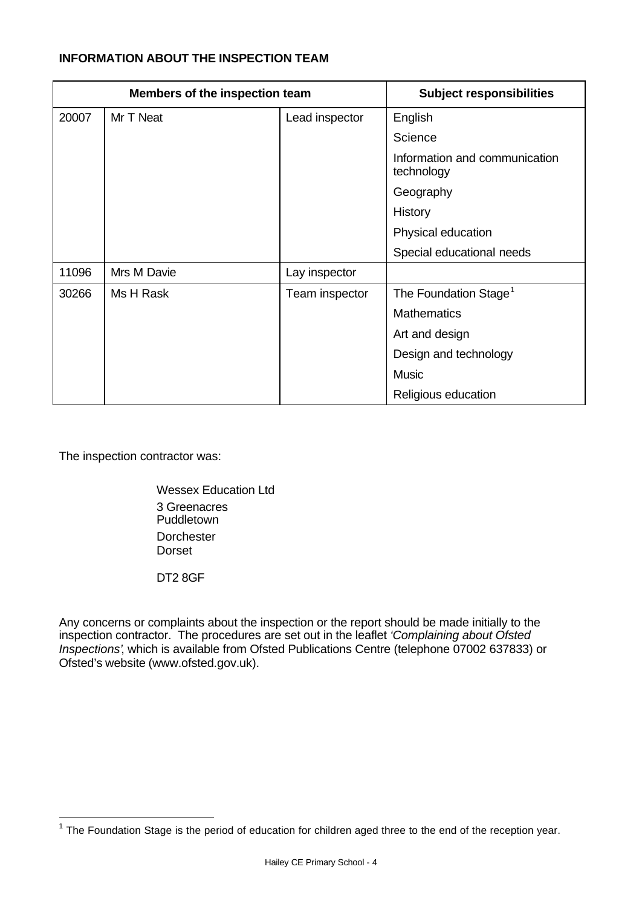**INFORMATION ABOUT THE INSPECTION TEAM**

| Members of the inspection team | | | Subject responsibilities |
|---|---|---|---|
| 20007 | Mr T Neat | Lead inspector | English |
| | | | Science |
| | | | Information and communication technology |
| | | | Geography |
| | | | History |
| | | | Physical education |
| | | | Special educational needs |
| 11096 | Mrs M Davie | Lay inspector | |
| 30266 | Ms H Rask | Team inspector | The Foundation Stage[1] |
| | | | Mathematics |
| | | | Art and design |
| | | | Design and technology |
| | | | Music |
| | | | Religious education |

The inspection contractor was:

Wessex Education Ltd
3 Greenacres
Puddletown
Dorchester
Dorset

DT2 8GF

Any concerns or complaints about the inspection or the report should be made initially to the inspection contractor. The procedures are set out in the leaflet *'Complaining about Ofsted Inspections'*, which is available from Ofsted Publications Centre (telephone 07002 637833) or Ofsted's website (www.ofsted.gov.uk).

[1] The Foundation Stage is the period of education for children aged three to the end of the reception year.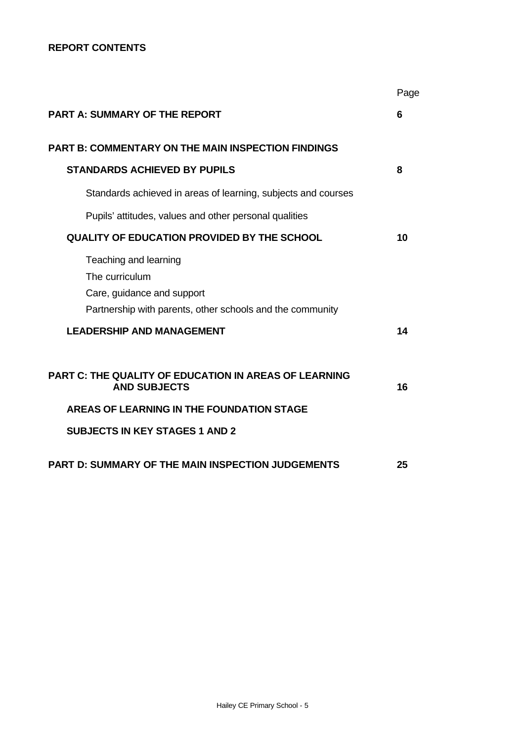**REPORT CONTENTS**

| | Page |
|---|---|
| **PART A: SUMMARY OF THE REPORT** | **6** |
| **PART B: COMMENTARY ON THE MAIN INSPECTION FINDINGS** | |
| **STANDARDS ACHIEVED BY PUPILS** | **8** |
| Standards achieved in areas of learning, subjects and courses | |
| Pupils' attitudes, values and other personal qualities | |
| **QUALITY OF EDUCATION PROVIDED BY THE SCHOOL** | **10** |
| Teaching and learning | |
| The curriculum | |
| Care, guidance and support | |
| Partnership with parents, other schools and the community | |
| **LEADERSHIP AND MANAGEMENT** | **14** |
| **PART C: THE QUALITY OF EDUCATION IN AREAS OF LEARNING AND SUBJECTS** | **16** |
| **AREAS OF LEARNING IN THE FOUNDATION STAGE** | |
| **SUBJECTS IN KEY STAGES 1 AND 2** | |
| **PART D: SUMMARY OF THE MAIN INSPECTION JUDGEMENTS** | **25** |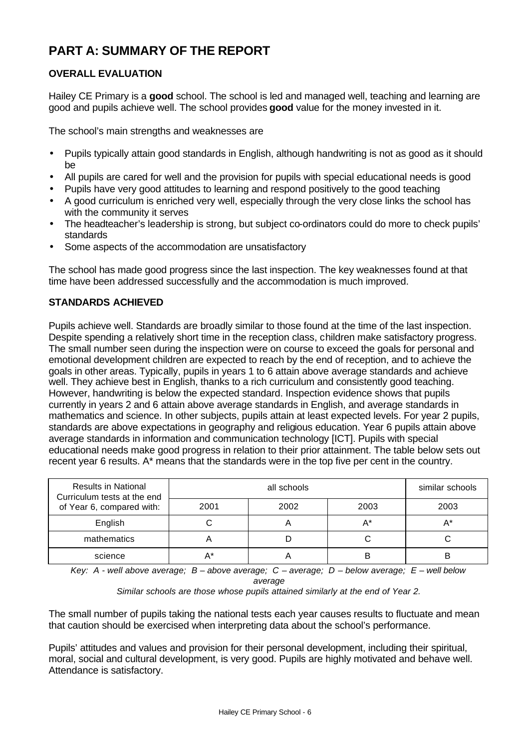# PART A: SUMMARY OF THE REPORT

## OVERALL EVALUATION

Hailey CE Primary is a **good** school. The school is led and managed well, teaching and learning are good and pupils achieve well. The school provides **good** value for the money invested in it.

The school's main strengths and weaknesses are

- Pupils typically attain good standards in English, although handwriting is not as good as it should be
- All pupils are cared for well and the provision for pupils with special educational needs is good
- Pupils have very good attitudes to learning and respond positively to the good teaching
- A good curriculum is enriched very well, especially through the very close links the school has with the community it serves
- The headteacher's leadership is strong, but subject co-ordinators could do more to check pupils' standards
- Some aspects of the accommodation are unsatisfactory

The school has made good progress since the last inspection. The key weaknesses found at that time have been addressed successfully and the accommodation is much improved.

## STANDARDS ACHIEVED

Pupils achieve well. Standards are broadly similar to those found at the time of the last inspection. Despite spending a relatively short time in the reception class, children make satisfactory progress. The small number seen during the inspection were on course to exceed the goals for personal and emotional development children are expected to reach by the end of reception, and to achieve the goals in other areas. Typically, pupils in years 1 to 6 attain above average standards and achieve well. They achieve best in English, thanks to a rich curriculum and consistently good teaching. However, handwriting is below the expected standard. Inspection evidence shows that pupils currently in years 2 and 6 attain above average standards in English, and average standards in mathematics and science. In other subjects, pupils attain at least expected levels. For year 2 pupils, standards are above expectations in geography and religious education. Year 6 pupils attain above average standards in information and communication technology [ICT]. Pupils with special educational needs make good progress in relation to their prior attainment. The table below sets out recent year 6 results. A* means that the standards were in the top five per cent in the country.

| Results in National Curriculum tests at the end of Year 6, compared with: | all schools | | | similar schools |
|---|---|---|---|---|
| | 2001 | 2002 | 2003 | 2003 |
| English | C | A | A* | A* |
| mathematics | A | D | C | C |
| science | A* | A | B | B |

*Key: A - well above average; B – above average; C – average; D – below average; E – well below average*

*Similar schools are those whose pupils attained similarly at the end of Year 2.*

The small number of pupils taking the national tests each year causes results to fluctuate and mean that caution should be exercised when interpreting data about the school's performance.

Pupils' attitudes and values and provision for their personal development, including their spiritual, moral, social and cultural development, is very good. Pupils are highly motivated and behave well. Attendance is satisfactory.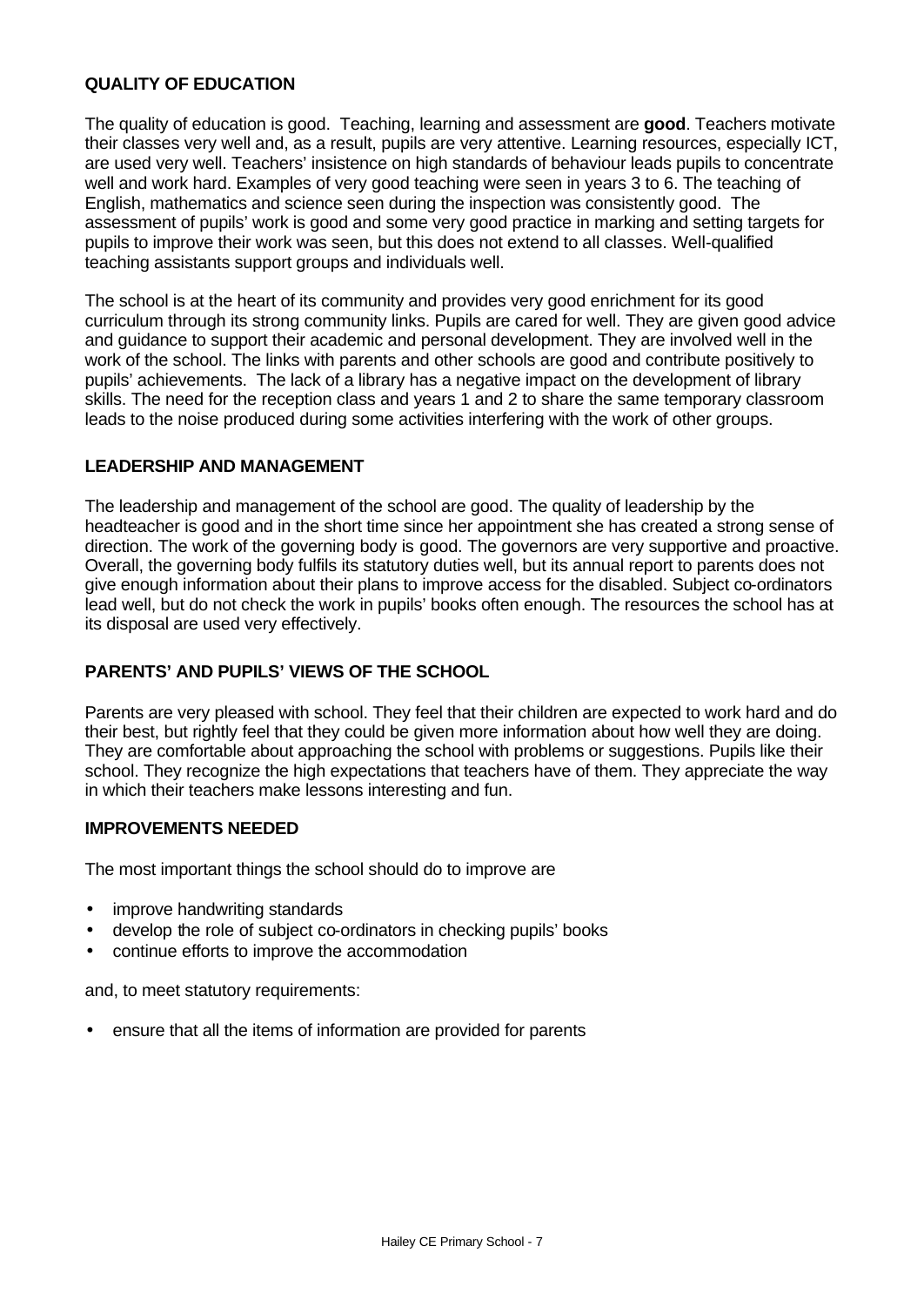## QUALITY OF EDUCATION

The quality of education is good. Teaching, learning and assessment are **good**. Teachers motivate their classes very well and, as a result, pupils are very attentive. Learning resources, especially ICT, are used very well. Teachers' insistence on high standards of behaviour leads pupils to concentrate well and work hard. Examples of very good teaching were seen in years 3 to 6. The teaching of English, mathematics and science seen during the inspection was consistently good. The assessment of pupils' work is good and some very good practice in marking and setting targets for pupils to improve their work was seen, but this does not extend to all classes. Well-qualified teaching assistants support groups and individuals well.

The school is at the heart of its community and provides very good enrichment for its good curriculum through its strong community links. Pupils are cared for well. They are given good advice and guidance to support their academic and personal development. They are involved well in the work of the school. The links with parents and other schools are good and contribute positively to pupils' achievements. The lack of a library has a negative impact on the development of library skills. The need for the reception class and years 1 and 2 to share the same temporary classroom leads to the noise produced during some activities interfering with the work of other groups.

## LEADERSHIP AND MANAGEMENT

The leadership and management of the school are good. The quality of leadership by the headteacher is good and in the short time since her appointment she has created a strong sense of direction. The work of the governing body is good. The governors are very supportive and proactive. Overall, the governing body fulfils its statutory duties well, but its annual report to parents does not give enough information about their plans to improve access for the disabled. Subject co-ordinators lead well, but do not check the work in pupils' books often enough. The resources the school has at its disposal are used very effectively.

## PARENTS' AND PUPILS' VIEWS OF THE SCHOOL

Parents are very pleased with school. They feel that their children are expected to work hard and do their best, but rightly feel that they could be given more information about how well they are doing. They are comfortable about approaching the school with problems or suggestions. Pupils like their school. They recognize the high expectations that teachers have of them. They appreciate the way in which their teachers make lessons interesting and fun.

## IMPROVEMENTS NEEDED

The most important things the school should do to improve are

- improve handwriting standards
- develop the role of subject co-ordinators in checking pupils' books
- continue efforts to improve the accommodation

and, to meet statutory requirements:

- ensure that all the items of information are provided for parents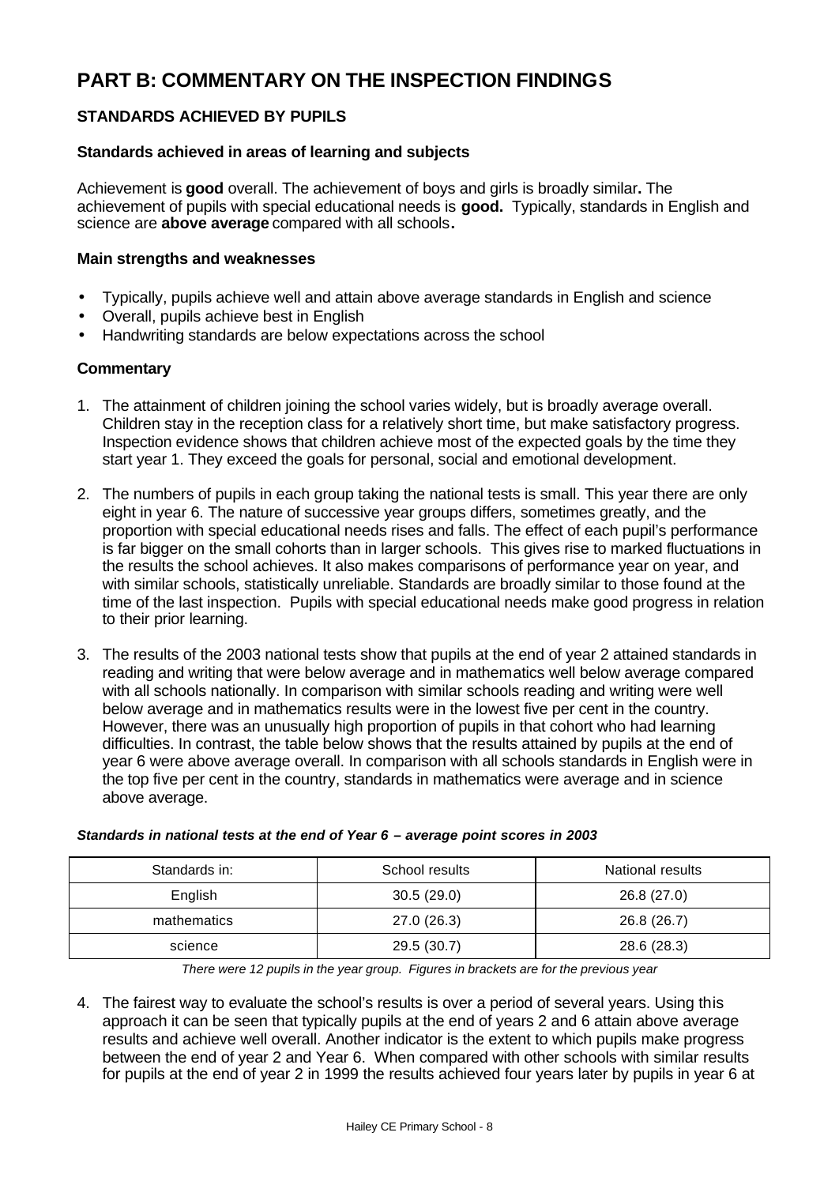# PART B: COMMENTARY ON THE INSPECTION FINDINGS

## STANDARDS ACHIEVED BY PUPILS

### Standards achieved in areas of learning and subjects

Achievement is **good** overall. The achievement of boys and girls is broadly similar**.** The achievement of pupils with special educational needs is **good.** Typically, standards in English and science are **above average** compared with all schools**.**

### Main strengths and weaknesses

- Typically, pupils achieve well and attain above average standards in English and science
- Overall, pupils achieve best in English
- Handwriting standards are below expectations across the school

### Commentary

1. The attainment of children joining the school varies widely, but is broadly average overall. Children stay in the reception class for a relatively short time, but make satisfactory progress. Inspection evidence shows that children achieve most of the expected goals by the time they start year 1. They exceed the goals for personal, social and emotional development.

2. The numbers of pupils in each group taking the national tests is small. This year there are only eight in year 6. The nature of successive year groups differs, sometimes greatly, and the proportion with special educational needs rises and falls. The effect of each pupil's performance is far bigger on the small cohorts than in larger schools. This gives rise to marked fluctuations in the results the school achieves. It also makes comparisons of performance year on year, and with similar schools, statistically unreliable. Standards are broadly similar to those found at the time of the last inspection. Pupils with special educational needs make good progress in relation to their prior learning.

3. The results of the 2003 national tests show that pupils at the end of year 2 attained standards in reading and writing that were below average and in mathematics well below average compared with all schools nationally. In comparison with similar schools reading and writing were well below average and in mathematics results were in the lowest five per cent in the country. However, there was an unusually high proportion of pupils in that cohort who had learning difficulties. In contrast, the table below shows that the results attained by pupils at the end of year 6 were above average overall. In comparison with all schools standards in English were in the top five per cent in the country, standards in mathematics were average and in science above average.

***Standards in national tests at the end of Year 6 – average point scores in 2003***

| Standards in: | School results | National results |
|---|---|---|
| English | 30.5 (29.0) | 26.8 (27.0) |
| mathematics | 27.0 (26.3) | 26.8 (26.7) |
| science | 29.5 (30.7) | 28.6 (28.3) |

*There were 12 pupils in the year group. Figures in brackets are for the previous year*

4. The fairest way to evaluate the school's results is over a period of several years. Using this approach it can be seen that typically pupils at the end of years 2 and 6 attain above average results and achieve well overall. Another indicator is the extent to which pupils make progress between the end of year 2 and Year 6. When compared with other schools with similar results for pupils at the end of year 2 in 1999 the results achieved four years later by pupils in year 6 at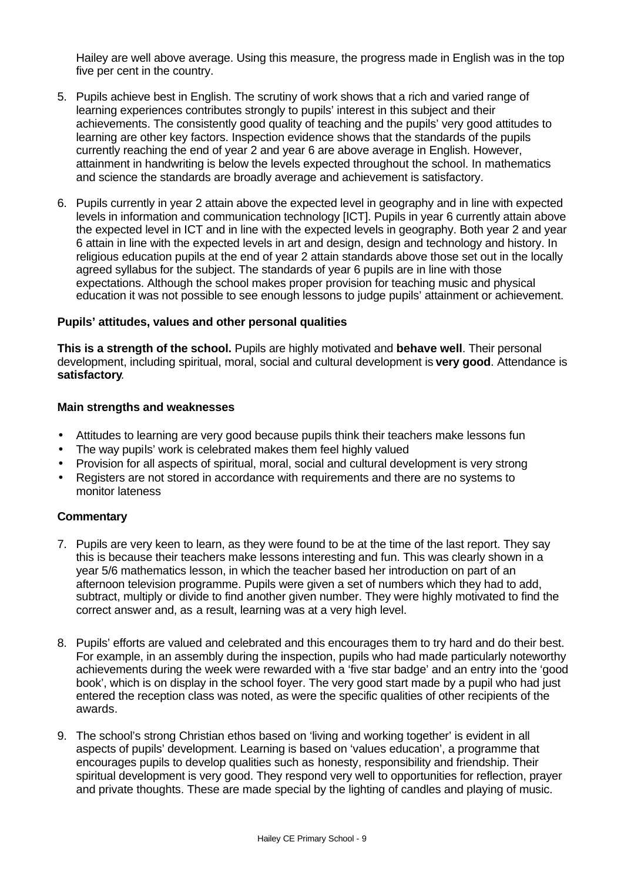Hailey are well above average. Using this measure, the progress made in English was in the top five per cent in the country.

5. Pupils achieve best in English. The scrutiny of work shows that a rich and varied range of learning experiences contributes strongly to pupils' interest in this subject and their achievements. The consistently good quality of teaching and the pupils' very good attitudes to learning are other key factors. Inspection evidence shows that the standards of the pupils currently reaching the end of year 2 and year 6 are above average in English. However, attainment in handwriting is below the levels expected throughout the school. In mathematics and science the standards are broadly average and achievement is satisfactory.

6. Pupils currently in year 2 attain above the expected level in geography and in line with expected levels in information and communication technology [ICT]. Pupils in year 6 currently attain above the expected level in ICT and in line with the expected levels in geography. Both year 2 and year 6 attain in line with the expected levels in art and design, design and technology and history. In religious education pupils at the end of year 2 attain standards above those set out in the locally agreed syllabus for the subject. The standards of year 6 pupils are in line with those expectations. Although the school makes proper provision for teaching music and physical education it was not possible to see enough lessons to judge pupils' attainment or achievement.

### Pupils' attitudes, values and other personal qualities

**This is a strength of the school.** Pupils are highly motivated and **behave well**. Their personal development, including spiritual, moral, social and cultural development is **very good**. Attendance is **satisfactory**.

#### Main strengths and weaknesses

- Attitudes to learning are very good because pupils think their teachers make lessons fun
- The way pupils' work is celebrated makes them feel highly valued
- Provision for all aspects of spiritual, moral, social and cultural development is very strong
- Registers are not stored in accordance with requirements and there are no systems to monitor lateness

#### Commentary

7. Pupils are very keen to learn, as they were found to be at the time of the last report. They say this is because their teachers make lessons interesting and fun. This was clearly shown in a year 5/6 mathematics lesson, in which the teacher based her introduction on part of an afternoon television programme. Pupils were given a set of numbers which they had to add, subtract, multiply or divide to find another given number. They were highly motivated to find the correct answer and, as a result, learning was at a very high level.

8. Pupils' efforts are valued and celebrated and this encourages them to try hard and do their best. For example, in an assembly during the inspection, pupils who had made particularly noteworthy achievements during the week were rewarded with a 'five star badge' and an entry into the 'good book', which is on display in the school foyer. The very good start made by a pupil who had just entered the reception class was noted, as were the specific qualities of other recipients of the awards.

9. The school's strong Christian ethos based on 'living and working together' is evident in all aspects of pupils' development. Learning is based on 'values education', a programme that encourages pupils to develop qualities such as honesty, responsibility and friendship. Their spiritual development is very good. They respond very well to opportunities for reflection, prayer and private thoughts. These are made special by the lighting of candles and playing of music.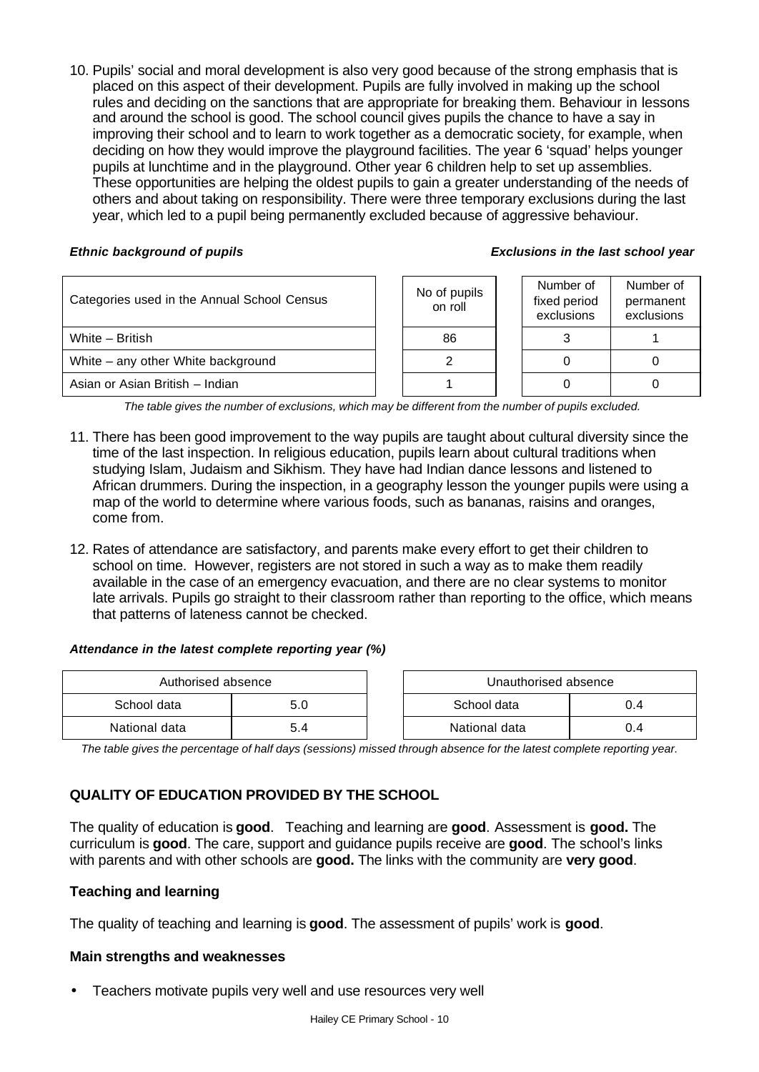10. Pupils' social and moral development is also very good because of the strong emphasis that is placed on this aspect of their development. Pupils are fully involved in making up the school rules and deciding on the sanctions that are appropriate for breaking them. Behaviour in lessons and around the school is good. The school council gives pupils the chance to have a say in improving their school and to learn to work together as a democratic society, for example, when deciding on how they would improve the playground facilities. The year 6 'squad' helps younger pupils at lunchtime and in the playground. Other year 6 children help to set up assemblies. These opportunities are helping the oldest pupils to gain a greater understanding of the needs of others and about taking on responsibility. There were three temporary exclusions during the last year, which led to a pupil being permanently excluded because of aggressive behaviour.

***Ethnic background of pupils*** | ***Exclusions in the last school year***

| Categories used in the Annual School Census | No of pupils on roll | Number of fixed period exclusions | Number of permanent exclusions |
|---|---|---|---|
| White – British | 86 | 3 | 1 |
| White – any other White background | 2 | 0 | 0 |
| Asian or Asian British – Indian | 1 | 0 | 0 |

*The table gives the number of exclusions, which may be different from the number of pupils excluded.*

11. There has been good improvement to the way pupils are taught about cultural diversity since the time of the last inspection. In religious education, pupils learn about cultural traditions when studying Islam, Judaism and Sikhism. They have had Indian dance lessons and listened to African drummers. During the inspection, in a geography lesson the younger pupils were using a map of the world to determine where various foods, such as bananas, raisins and oranges, come from.

12. Rates of attendance are satisfactory, and parents make every effort to get their children to school on time. However, registers are not stored in such a way as to make them readily available in the case of an emergency evacuation, and there are no clear systems to monitor late arrivals. Pupils go straight to their classroom rather than reporting to the office, which means that patterns of lateness cannot be checked.

***Attendance in the latest complete reporting year (%)***

| Authorised absence | | Unauthorised absence | |
|---|---|---|---|
| School data | 5.0 | School data | 0.4 |
| National data | 5.4 | National data | 0.4 |

*The table gives the percentage of half days (sessions) missed through absence for the latest complete reporting year.*

## QUALITY OF EDUCATION PROVIDED BY THE SCHOOL

The quality of education is **good**. Teaching and learning are **good**. Assessment is **good.** The curriculum is **good**. The care, support and guidance pupils receive are **good**. The school's links with parents and with other schools are **good.** The links with the community are **very good**.

### Teaching and learning

The quality of teaching and learning is **good**. The assessment of pupils' work is **good**.

### Main strengths and weaknesses

- Teachers motivate pupils very well and use resources very well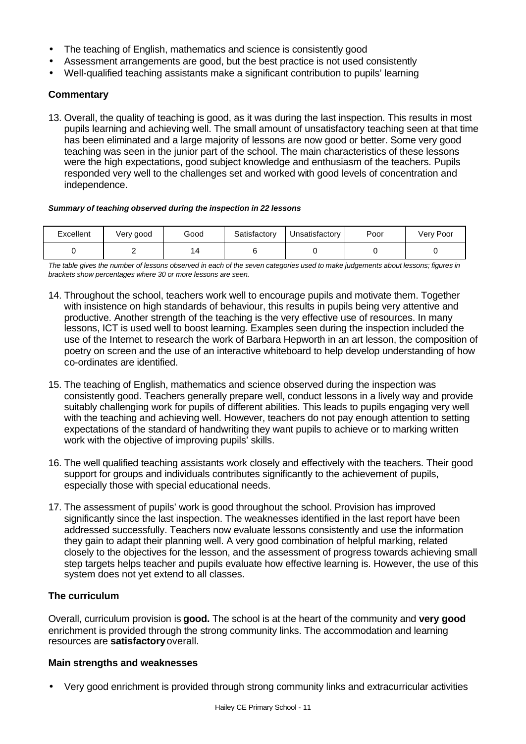- The teaching of English, mathematics and science is consistently good
- Assessment arrangements are good, but the best practice is not used consistently
- Well-qualified teaching assistants make a significant contribution to pupils' learning

### Commentary

13. Overall, the quality of teaching is good, as it was during the last inspection. This results in most pupils learning and achieving well. The small amount of unsatisfactory teaching seen at that time has been eliminated and a large majority of lessons are now good or better. Some very good teaching was seen in the junior part of the school. The main characteristics of these lessons were the high expectations, good subject knowledge and enthusiasm of the teachers. Pupils responded very well to the challenges set and worked with good levels of concentration and independence.

***Summary of teaching observed during the inspection in 22 lessons***

| Excellent | Very good | Good | Satisfactory | Unsatisfactory | Poor | Very Poor |
|---|---|---|---|---|---|---|
| 0 | 2 | 14 | 6 | 0 | 0 | 0 |

*The table gives the number of lessons observed in each of the seven categories used to make judgements about lessons; figures in brackets show percentages where 30 or more lessons are seen.*

14. Throughout the school, teachers work well to encourage pupils and motivate them. Together with insistence on high standards of behaviour, this results in pupils being very attentive and productive. Another strength of the teaching is the very effective use of resources. In many lessons, ICT is used well to boost learning. Examples seen during the inspection included the use of the Internet to research the work of Barbara Hepworth in an art lesson, the composition of poetry on screen and the use of an interactive whiteboard to help develop understanding of how co-ordinates are identified.

15. The teaching of English, mathematics and science observed during the inspection was consistently good. Teachers generally prepare well, conduct lessons in a lively way and provide suitably challenging work for pupils of different abilities. This leads to pupils engaging very well with the teaching and achieving well. However, teachers do not pay enough attention to setting expectations of the standard of handwriting they want pupils to achieve or to marking written work with the objective of improving pupils' skills.

16. The well qualified teaching assistants work closely and effectively with the teachers. Their good support for groups and individuals contributes significantly to the achievement of pupils, especially those with special educational needs.

17. The assessment of pupils' work is good throughout the school. Provision has improved significantly since the last inspection. The weaknesses identified in the last report have been addressed successfully. Teachers now evaluate lessons consistently and use the information they gain to adapt their planning well. A very good combination of helpful marking, related closely to the objectives for the lesson, and the assessment of progress towards achieving small step targets helps teacher and pupils evaluate how effective learning is. However, the use of this system does not yet extend to all classes.

### The curriculum

Overall, curriculum provision is **good.** The school is at the heart of the community and **very good** enrichment is provided through the strong community links. The accommodation and learning resources are **satisfactory** overall.

### Main strengths and weaknesses

- Very good enrichment is provided through strong community links and extracurricular activities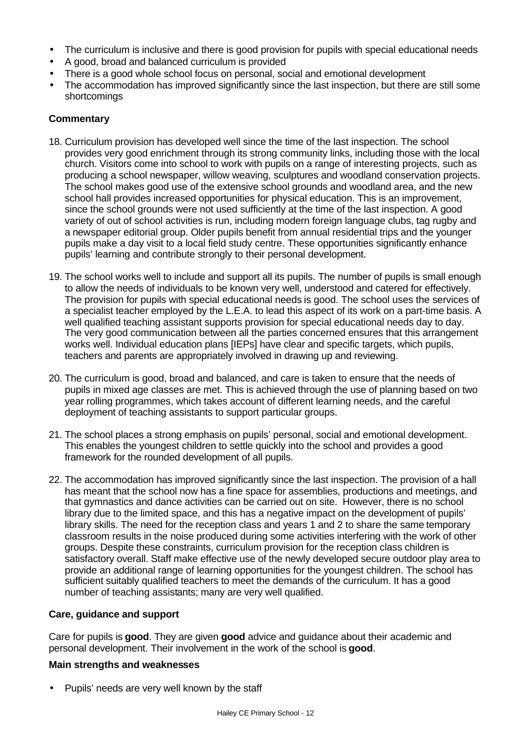- The curriculum is inclusive and there is good provision for pupils with special educational needs
- A good, broad and balanced curriculum is provided
- There is a good whole school focus on personal, social and emotional development
- The accommodation has improved significantly since the last inspection, but there are still some shortcomings

**Commentary**

18. Curriculum provision has developed well since the time of the last inspection. The school provides very good enrichment through its strong community links, including those with the local church. Visitors come into school to work with pupils on a range of interesting projects, such as producing a school newspaper, willow weaving, sculptures and woodland conservation projects. The school makes good use of the extensive school grounds and woodland area, and the new school hall provides increased opportunities for physical education. This is an improvement, since the school grounds were not used sufficiently at the time of the last inspection. A good variety of out of school activities is run, including modern foreign language clubs, tag rugby and a newspaper editorial group. Older pupils benefit from annual residential trips and the younger pupils make a day visit to a local field study centre. These opportunities significantly enhance pupils' learning and contribute strongly to their personal development.

19. The school works well to include and support all its pupils. The number of pupils is small enough to allow the needs of individuals to be known very well, understood and catered for effectively. The provision for pupils with special educational needs is good. The school uses the services of a specialist teacher employed by the L.E.A. to lead this aspect of its work on a part-time basis. A well qualified teaching assistant supports provision for special educational needs day to day. The very good communication between all the parties concerned ensures that this arrangement works well. Individual education plans [IEPs] have clear and specific targets, which pupils, teachers and parents are appropriately involved in drawing up and reviewing.

20. The curriculum is good, broad and balanced, and care is taken to ensure that the needs of pupils in mixed age classes are met. This is achieved through the use of planning based on two year rolling programmes, which takes account of different learning needs, and the careful deployment of teaching assistants to support particular groups.

21. The school places a strong emphasis on pupils' personal, social and emotional development. This enables the youngest children to settle quickly into the school and provides a good framework for the rounded development of all pupils.

22. The accommodation has improved significantly since the last inspection. The provision of a hall has meant that the school now has a fine space for assemblies, productions and meetings, and that gymnastics and dance activities can be carried out on site. However, there is no school library due to the limited space, and this has a negative impact on the development of pupils' library skills. The need for the reception class and years 1 and 2 to share the same temporary classroom results in the noise produced during some activities interfering with the work of other groups. Despite these constraints, curriculum provision for the reception class children is satisfactory overall. Staff make effective use of the newly developed secure outdoor play area to provide an additional range of learning opportunities for the youngest children. The school has sufficient suitably qualified teachers to meet the demands of the curriculum. It has a good number of teaching assistants; many are very well qualified.

**Care, guidance and support**

Care for pupils is **good**. They are given **good** advice and guidance about their academic and personal development. Their involvement in the work of the school is **good**.

**Main strengths and weaknesses**

- Pupils' needs are very well known by the staff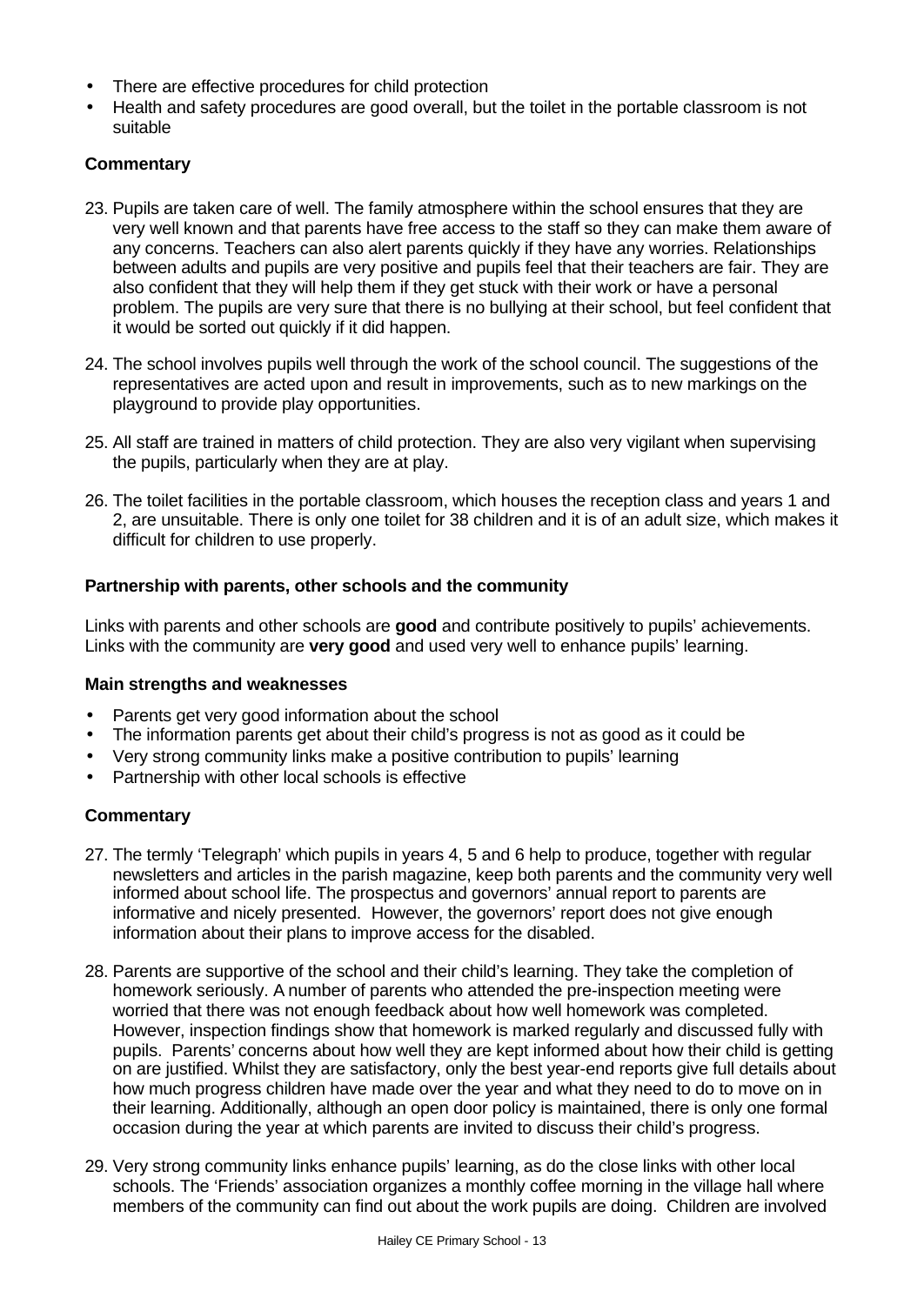- There are effective procedures for child protection
- Health and safety procedures are good overall, but the toilet in the portable classroom is not suitable

### Commentary

23. Pupils are taken care of well. The family atmosphere within the school ensures that they are very well known and that parents have free access to the staff so they can make them aware of any concerns. Teachers can also alert parents quickly if they have any worries. Relationships between adults and pupils are very positive and pupils feel that their teachers are fair. They are also confident that they will help them if they get stuck with their work or have a personal problem. The pupils are very sure that there is no bullying at their school, but feel confident that it would be sorted out quickly if it did happen.

24. The school involves pupils well through the work of the school council. The suggestions of the representatives are acted upon and result in improvements, such as to new markings on the playground to provide play opportunities.

25. All staff are trained in matters of child protection. They are also very vigilant when supervising the pupils, particularly when they are at play.

26. The toilet facilities in the portable classroom, which houses the reception class and years 1 and 2, are unsuitable. There is only one toilet for 38 children and it is of an adult size, which makes it difficult for children to use properly.

### Partnership with parents, other schools and the community

Links with parents and other schools are **good** and contribute positively to pupils' achievements. Links with the community are **very good** and used very well to enhance pupils' learning.

### Main strengths and weaknesses

- Parents get very good information about the school
- The information parents get about their child's progress is not as good as it could be
- Very strong community links make a positive contribution to pupils' learning
- Partnership with other local schools is effective

### Commentary

27. The termly 'Telegraph' which pupils in years 4, 5 and 6 help to produce, together with regular newsletters and articles in the parish magazine, keep both parents and the community very well informed about school life. The prospectus and governors' annual report to parents are informative and nicely presented. However, the governors' report does not give enough information about their plans to improve access for the disabled.

28. Parents are supportive of the school and their child's learning. They take the completion of homework seriously. A number of parents who attended the pre-inspection meeting were worried that there was not enough feedback about how well homework was completed. However, inspection findings show that homework is marked regularly and discussed fully with pupils. Parents' concerns about how well they are kept informed about how their child is getting on are justified. Whilst they are satisfactory, only the best year-end reports give full details about how much progress children have made over the year and what they need to do to move on in their learning. Additionally, although an open door policy is maintained, there is only one formal occasion during the year at which parents are invited to discuss their child's progress.

29. Very strong community links enhance pupils' learning, as do the close links with other local schools. The 'Friends' association organizes a monthly coffee morning in the village hall where members of the community can find out about the work pupils are doing. Children are involved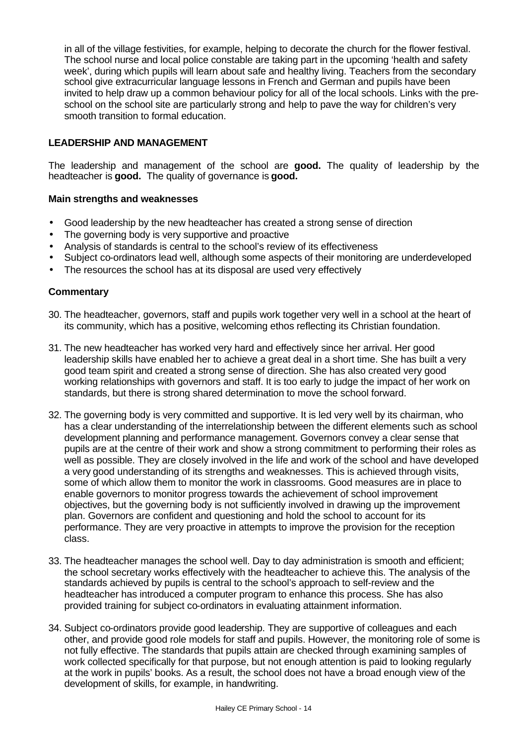in all of the village festivities, for example, helping to decorate the church for the flower festival. The school nurse and local police constable are taking part in the upcoming 'health and safety week', during which pupils will learn about safe and healthy living. Teachers from the secondary school give extracurricular language lessons in French and German and pupils have been invited to help draw up a common behaviour policy for all of the local schools. Links with the pre-school on the school site are particularly strong and help to pave the way for children's very smooth transition to formal education.

## LEADERSHIP AND MANAGEMENT

The leadership and management of the school are **good.** The quality of leadership by the headteacher is **good.** The quality of governance is **good.**

### Main strengths and weaknesses

- Good leadership by the new headteacher has created a strong sense of direction
- The governing body is very supportive and proactive
- Analysis of standards is central to the school's review of its effectiveness
- Subject co-ordinators lead well, although some aspects of their monitoring are underdeveloped
- The resources the school has at its disposal are used very effectively

### Commentary

30. The headteacher, governors, staff and pupils work together very well in a school at the heart of its community, which has a positive, welcoming ethos reflecting its Christian foundation.

31. The new headteacher has worked very hard and effectively since her arrival. Her good leadership skills have enabled her to achieve a great deal in a short time. She has built a very good team spirit and created a strong sense of direction. She has also created very good working relationships with governors and staff. It is too early to judge the impact of her work on standards, but there is strong shared determination to move the school forward.

32. The governing body is very committed and supportive. It is led very well by its chairman, who has a clear understanding of the interrelationship between the different elements such as school development planning and performance management. Governors convey a clear sense that pupils are at the centre of their work and show a strong commitment to performing their roles as well as possible. They are closely involved in the life and work of the school and have developed a very good understanding of its strengths and weaknesses. This is achieved through visits, some of which allow them to monitor the work in classrooms. Good measures are in place to enable governors to monitor progress towards the achievement of school improvement objectives, but the governing body is not sufficiently involved in drawing up the improvement plan. Governors are confident and questioning and hold the school to account for its performance. They are very proactive in attempts to improve the provision for the reception class.

33. The headteacher manages the school well. Day to day administration is smooth and efficient; the school secretary works effectively with the headteacher to achieve this. The analysis of the standards achieved by pupils is central to the school's approach to self-review and the headteacher has introduced a computer program to enhance this process. She has also provided training for subject co-ordinators in evaluating attainment information.

34. Subject co-ordinators provide good leadership. They are supportive of colleagues and each other, and provide good role models for staff and pupils. However, the monitoring role of some is not fully effective. The standards that pupils attain are checked through examining samples of work collected specifically for that purpose, but not enough attention is paid to looking regularly at the work in pupils' books. As a result, the school does not have a broad enough view of the development of skills, for example, in handwriting.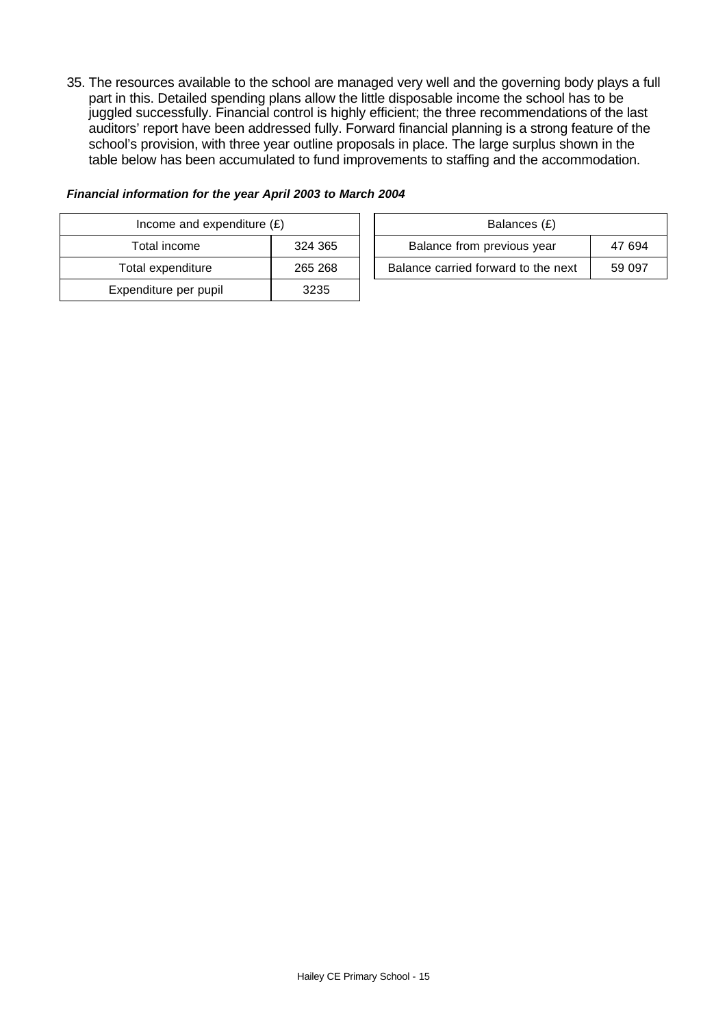35. The resources available to the school are managed very well and the governing body plays a full part in this. Detailed spending plans allow the little disposable income the school has to be juggled successfully. Financial control is highly efficient; the three recommendations of the last auditors' report have been addressed fully. Forward financial planning is a strong feature of the school's provision, with three year outline proposals in place. The large surplus shown in the table below has been accumulated to fund improvements to staffing and the accommodation.

***Financial information for the year April 2003 to March 2004***

| Income and expenditure (£) | |
|---|---|
| Total income | 324 365 |
| Total expenditure | 265 268 |
| Expenditure per pupil | 3235 |

| Balances (£) | |
|---|---|
| Balance from previous year | 47 694 |
| Balance carried forward to the next | 59 097 |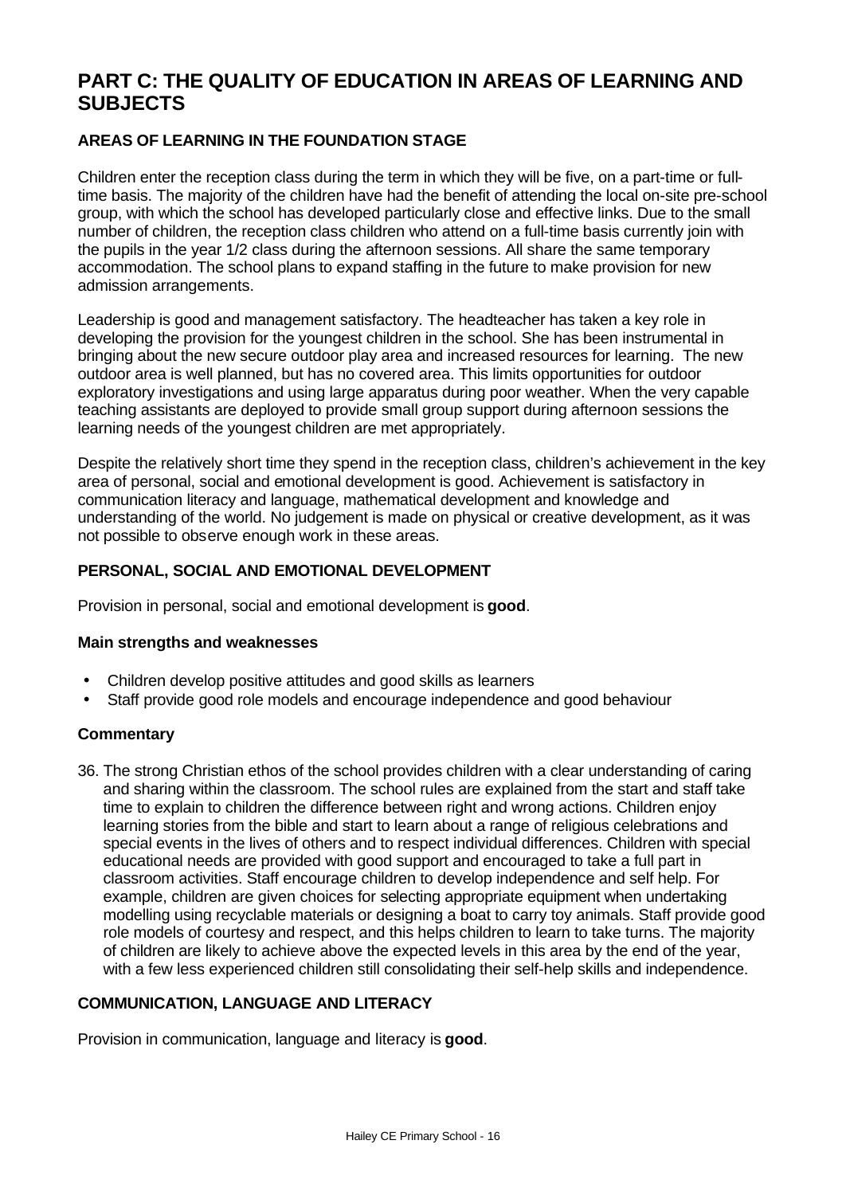# PART C: THE QUALITY OF EDUCATION IN AREAS OF LEARNING AND SUBJECTS

### AREAS OF LEARNING IN THE FOUNDATION STAGE

Children enter the reception class during the term in which they will be five, on a part-time or full-time basis. The majority of the children have had the benefit of attending the local on-site pre-school group, with which the school has developed particularly close and effective links. Due to the small number of children, the reception class children who attend on a full-time basis currently join with the pupils in the year 1/2 class during the afternoon sessions. All share the same temporary accommodation. The school plans to expand staffing in the future to make provision for new admission arrangements.

Leadership is good and management satisfactory. The headteacher has taken a key role in developing the provision for the youngest children in the school. She has been instrumental in bringing about the new secure outdoor play area and increased resources for learning. The new outdoor area is well planned, but has no covered area. This limits opportunities for outdoor exploratory investigations and using large apparatus during poor weather. When the very capable teaching assistants are deployed to provide small group support during afternoon sessions the learning needs of the youngest children are met appropriately.

Despite the relatively short time they spend in the reception class, children's achievement in the key area of personal, social and emotional development is good. Achievement is satisfactory in communication literacy and language, mathematical development and knowledge and understanding of the world. No judgement is made on physical or creative development, as it was not possible to observe enough work in these areas.

### PERSONAL, SOCIAL AND EMOTIONAL DEVELOPMENT

Provision in personal, social and emotional development is **good**.

#### Main strengths and weaknesses

- Children develop positive attitudes and good skills as learners
- Staff provide good role models and encourage independence and good behaviour

#### Commentary

36. The strong Christian ethos of the school provides children with a clear understanding of caring and sharing within the classroom. The school rules are explained from the start and staff take time to explain to children the difference between right and wrong actions. Children enjoy learning stories from the bible and start to learn about a range of religious celebrations and special events in the lives of others and to respect individual differences. Children with special educational needs are provided with good support and encouraged to take a full part in classroom activities. Staff encourage children to develop independence and self help. For example, children are given choices for selecting appropriate equipment when undertaking modelling using recyclable materials or designing a boat to carry toy animals. Staff provide good role models of courtesy and respect, and this helps children to learn to take turns. The majority of children are likely to achieve above the expected levels in this area by the end of the year, with a few less experienced children still consolidating their self-help skills and independence.

### COMMUNICATION, LANGUAGE AND LITERACY

Provision in communication, language and literacy is **good**.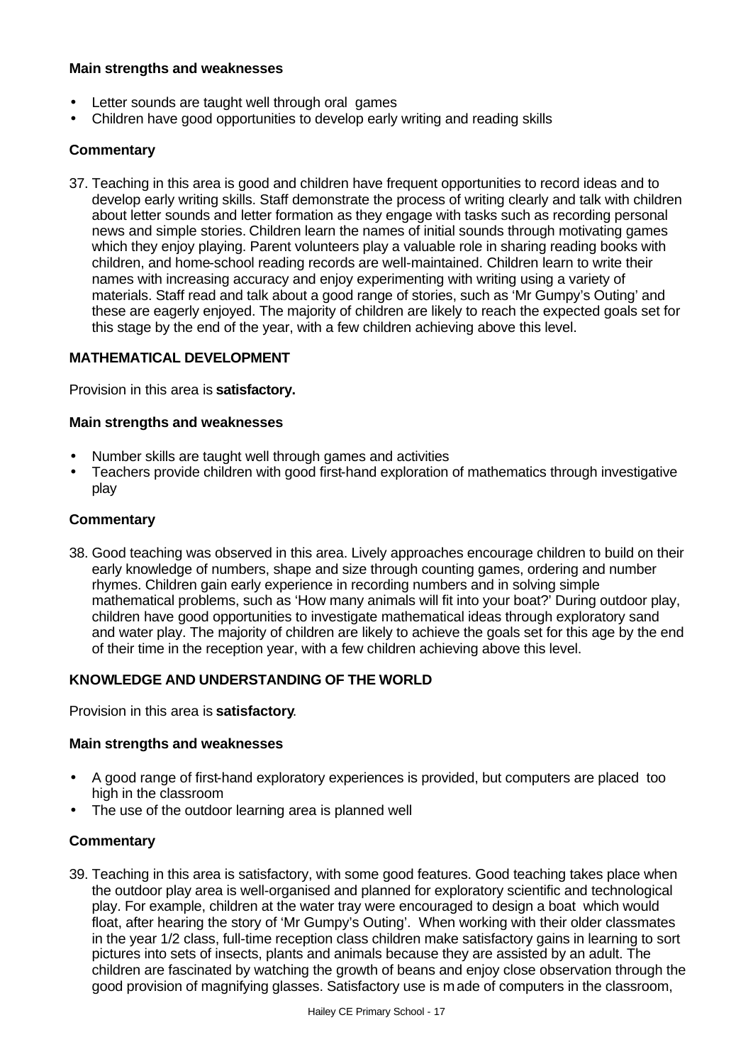**Main strengths and weaknesses**

- Letter sounds are taught well through oral games
- Children have good opportunities to develop early writing and reading skills

**Commentary**

37. Teaching in this area is good and children have frequent opportunities to record ideas and to develop early writing skills. Staff demonstrate the process of writing clearly and talk with children about letter sounds and letter formation as they engage with tasks such as recording personal news and simple stories. Children learn the names of initial sounds through motivating games which they enjoy playing. Parent volunteers play a valuable role in sharing reading books with children, and home-school reading records are well-maintained. Children learn to write their names with increasing accuracy and enjoy experimenting with writing using a variety of materials. Staff read and talk about a good range of stories, such as 'Mr Gumpy's Outing' and these are eagerly enjoyed. The majority of children are likely to reach the expected goals set for this stage by the end of the year, with a few children achieving above this level.

**MATHEMATICAL DEVELOPMENT**

Provision in this area is **satisfactory.**

**Main strengths and weaknesses**

- Number skills are taught well through games and activities
- Teachers provide children with good first-hand exploration of mathematics through investigative play

**Commentary**

38. Good teaching was observed in this area. Lively approaches encourage children to build on their early knowledge of numbers, shape and size through counting games, ordering and number rhymes. Children gain early experience in recording numbers and in solving simple mathematical problems, such as 'How many animals will fit into your boat?' During outdoor play, children have good opportunities to investigate mathematical ideas through exploratory sand and water play. The majority of children are likely to achieve the goals set for this age by the end of their time in the reception year, with a few children achieving above this level.

**KNOWLEDGE AND UNDERSTANDING OF THE WORLD**

Provision in this area is **satisfactory**.

**Main strengths and weaknesses**

- A good range of first-hand exploratory experiences is provided, but computers are placed too high in the classroom
- The use of the outdoor learning area is planned well

**Commentary**

39. Teaching in this area is satisfactory, with some good features. Good teaching takes place when the outdoor play area is well-organised and planned for exploratory scientific and technological play. For example, children at the water tray were encouraged to design a boat which would float, after hearing the story of 'Mr Gumpy's Outing'. When working with their older classmates in the year 1/2 class, full-time reception class children make satisfactory gains in learning to sort pictures into sets of insects, plants and animals because they are assisted by an adult. The children are fascinated by watching the growth of beans and enjoy close observation through the good provision of magnifying glasses. Satisfactory use is made of computers in the classroom,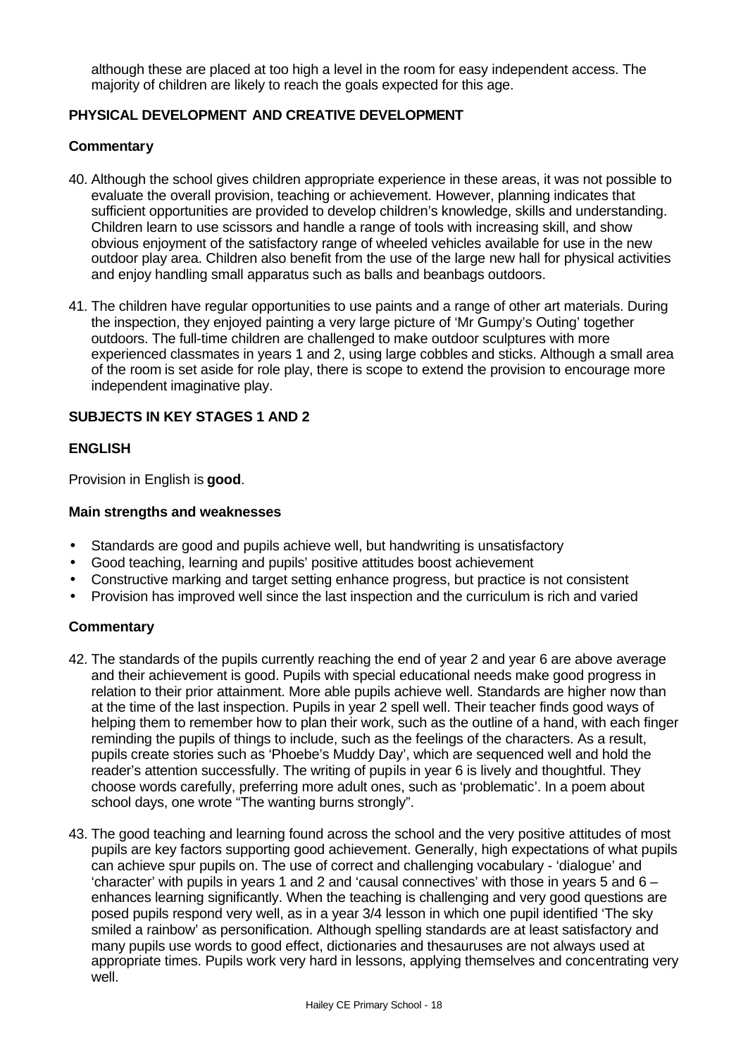although these are placed at too high a level in the room for easy independent access. The majority of children are likely to reach the goals expected for this age.

### PHYSICAL DEVELOPMENT AND CREATIVE DEVELOPMENT

#### Commentary

40. Although the school gives children appropriate experience in these areas, it was not possible to evaluate the overall provision, teaching or achievement. However, planning indicates that sufficient opportunities are provided to develop children's knowledge, skills and understanding. Children learn to use scissors and handle a range of tools with increasing skill, and show obvious enjoyment of the satisfactory range of wheeled vehicles available for use in the new outdoor play area. Children also benefit from the use of the large new hall for physical activities and enjoy handling small apparatus such as balls and beanbags outdoors.

41. The children have regular opportunities to use paints and a range of other art materials. During the inspection, they enjoyed painting a very large picture of 'Mr Gumpy's Outing' together outdoors. The full-time children are challenged to make outdoor sculptures with more experienced classmates in years 1 and 2, using large cobbles and sticks. Although a small area of the room is set aside for role play, there is scope to extend the provision to encourage more independent imaginative play.

## SUBJECTS IN KEY STAGES 1 AND 2

### ENGLISH

Provision in English is **good**.

#### Main strengths and weaknesses

- Standards are good and pupils achieve well, but handwriting is unsatisfactory
- Good teaching, learning and pupils' positive attitudes boost achievement
- Constructive marking and target setting enhance progress, but practice is not consistent
- Provision has improved well since the last inspection and the curriculum is rich and varied

#### Commentary

42. The standards of the pupils currently reaching the end of year 2 and year 6 are above average and their achievement is good. Pupils with special educational needs make good progress in relation to their prior attainment. More able pupils achieve well. Standards are higher now than at the time of the last inspection. Pupils in year 2 spell well. Their teacher finds good ways of helping them to remember how to plan their work, such as the outline of a hand, with each finger reminding the pupils of things to include, such as the feelings of the characters. As a result, pupils create stories such as 'Phoebe's Muddy Day', which are sequenced well and hold the reader's attention successfully. The writing of pupils in year 6 is lively and thoughtful. They choose words carefully, preferring more adult ones, such as 'problematic'. In a poem about school days, one wrote "The wanting burns strongly".

43. The good teaching and learning found across the school and the very positive attitudes of most pupils are key factors supporting good achievement. Generally, high expectations of what pupils can achieve spur pupils on. The use of correct and challenging vocabulary - 'dialogue' and 'character' with pupils in years 1 and 2 and 'causal connectives' with those in years 5 and 6 – enhances learning significantly. When the teaching is challenging and very good questions are posed pupils respond very well, as in a year 3/4 lesson in which one pupil identified 'The sky smiled a rainbow' as personification. Although spelling standards are at least satisfactory and many pupils use words to good effect, dictionaries and thesauruses are not always used at appropriate times. Pupils work very hard in lessons, applying themselves and concentrating very well.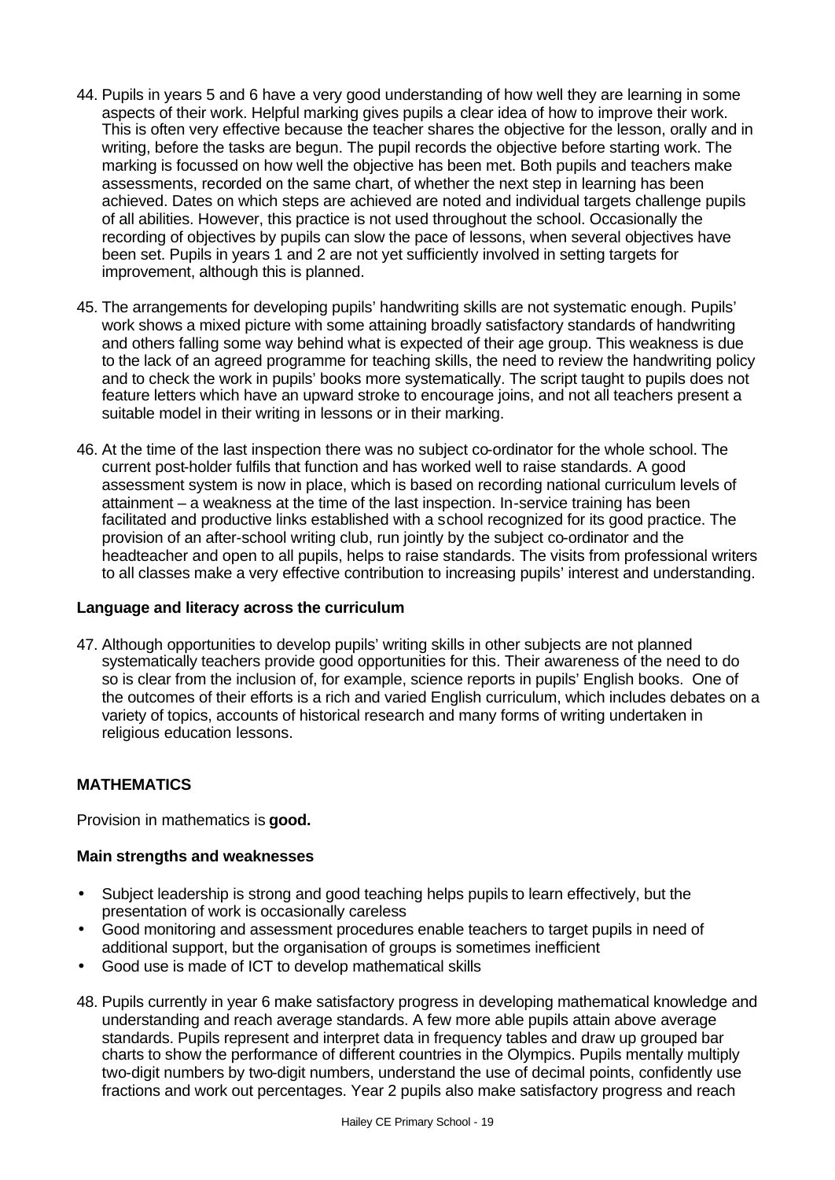44. Pupils in years 5 and 6 have a very good understanding of how well they are learning in some aspects of their work. Helpful marking gives pupils a clear idea of how to improve their work. This is often very effective because the teacher shares the objective for the lesson, orally and in writing, before the tasks are begun. The pupil records the objective before starting work. The marking is focussed on how well the objective has been met. Both pupils and teachers make assessments, recorded on the same chart, of whether the next step in learning has been achieved. Dates on which steps are achieved are noted and individual targets challenge pupils of all abilities. However, this practice is not used throughout the school. Occasionally the recording of objectives by pupils can slow the pace of lessons, when several objectives have been set. Pupils in years 1 and 2 are not yet sufficiently involved in setting targets for improvement, although this is planned.

45. The arrangements for developing pupils' handwriting skills are not systematic enough. Pupils' work shows a mixed picture with some attaining broadly satisfactory standards of handwriting and others falling some way behind what is expected of their age group. This weakness is due to the lack of an agreed programme for teaching skills, the need to review the handwriting policy and to check the work in pupils' books more systematically. The script taught to pupils does not feature letters which have an upward stroke to encourage joins, and not all teachers present a suitable model in their writing in lessons or in their marking.

46. At the time of the last inspection there was no subject co-ordinator for the whole school. The current post-holder fulfils that function and has worked well to raise standards. A good assessment system is now in place, which is based on recording national curriculum levels of attainment – a weakness at the time of the last inspection. In-service training has been facilitated and productive links established with a school recognized for its good practice. The provision of an after-school writing club, run jointly by the subject co-ordinator and the headteacher and open to all pupils, helps to raise standards. The visits from professional writers to all classes make a very effective contribution to increasing pupils' interest and understanding.

### Language and literacy across the curriculum

47. Although opportunities to develop pupils' writing skills in other subjects are not planned systematically teachers provide good opportunities for this. Their awareness of the need to do so is clear from the inclusion of, for example, science reports in pupils' English books. One of the outcomes of their efforts is a rich and varied English curriculum, which includes debates on a variety of topics, accounts of historical research and many forms of writing undertaken in religious education lessons.

## MATHEMATICS

Provision in mathematics is **good.**

### Main strengths and weaknesses

- Subject leadership is strong and good teaching helps pupils to learn effectively, but the presentation of work is occasionally careless
- Good monitoring and assessment procedures enable teachers to target pupils in need of additional support, but the organisation of groups is sometimes inefficient
- Good use is made of ICT to develop mathematical skills

48. Pupils currently in year 6 make satisfactory progress in developing mathematical knowledge and understanding and reach average standards. A few more able pupils attain above average standards. Pupils represent and interpret data in frequency tables and draw up grouped bar charts to show the performance of different countries in the Olympics. Pupils mentally multiply two-digit numbers by two-digit numbers, understand the use of decimal points, confidently use fractions and work out percentages. Year 2 pupils also make satisfactory progress and reach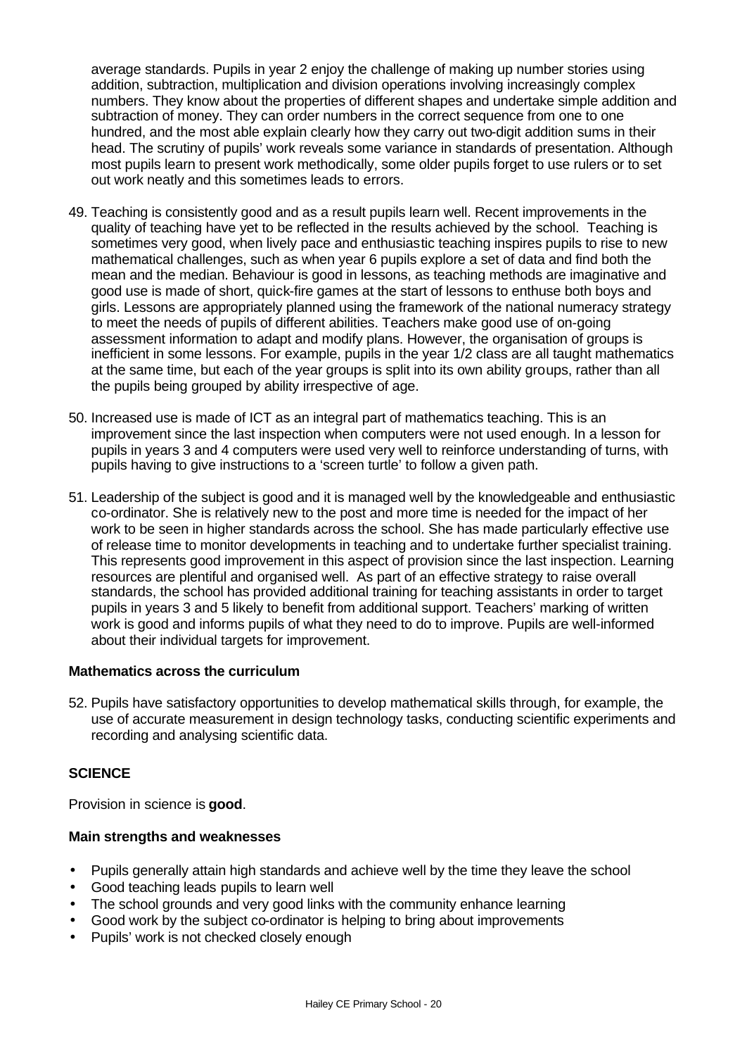average standards. Pupils in year 2 enjoy the challenge of making up number stories using addition, subtraction, multiplication and division operations involving increasingly complex numbers. They know about the properties of different shapes and undertake simple addition and subtraction of money. They can order numbers in the correct sequence from one to one hundred, and the most able explain clearly how they carry out two-digit addition sums in their head. The scrutiny of pupils' work reveals some variance in standards of presentation. Although most pupils learn to present work methodically, some older pupils forget to use rulers or to set out work neatly and this sometimes leads to errors.

49. Teaching is consistently good and as a result pupils learn well. Recent improvements in the quality of teaching have yet to be reflected in the results achieved by the school. Teaching is sometimes very good, when lively pace and enthusiastic teaching inspires pupils to rise to new mathematical challenges, such as when year 6 pupils explore a set of data and find both the mean and the median. Behaviour is good in lessons, as teaching methods are imaginative and good use is made of short, quick-fire games at the start of lessons to enthuse both boys and girls. Lessons are appropriately planned using the framework of the national numeracy strategy to meet the needs of pupils of different abilities. Teachers make good use of on-going assessment information to adapt and modify plans. However, the organisation of groups is inefficient in some lessons. For example, pupils in the year 1/2 class are all taught mathematics at the same time, but each of the year groups is split into its own ability groups, rather than all the pupils being grouped by ability irrespective of age.

50. Increased use is made of ICT as an integral part of mathematics teaching. This is an improvement since the last inspection when computers were not used enough. In a lesson for pupils in years 3 and 4 computers were used very well to reinforce understanding of turns, with pupils having to give instructions to a 'screen turtle' to follow a given path.

51. Leadership of the subject is good and it is managed well by the knowledgeable and enthusiastic co-ordinator. She is relatively new to the post and more time is needed for the impact of her work to be seen in higher standards across the school. She has made particularly effective use of release time to monitor developments in teaching and to undertake further specialist training. This represents good improvement in this aspect of provision since the last inspection. Learning resources are plentiful and organised well. As part of an effective strategy to raise overall standards, the school has provided additional training for teaching assistants in order to target pupils in years 3 and 5 likely to benefit from additional support. Teachers' marking of written work is good and informs pupils of what they need to do to improve. Pupils are well-informed about their individual targets for improvement.

### Mathematics across the curriculum

52. Pupils have satisfactory opportunities to develop mathematical skills through, for example, the use of accurate measurement in design technology tasks, conducting scientific experiments and recording and analysing scientific data.

## SCIENCE

Provision in science is **good**.

### Main strengths and weaknesses

- Pupils generally attain high standards and achieve well by the time they leave the school
- Good teaching leads pupils to learn well
- The school grounds and very good links with the community enhance learning
- Good work by the subject co-ordinator is helping to bring about improvements
- Pupils' work is not checked closely enough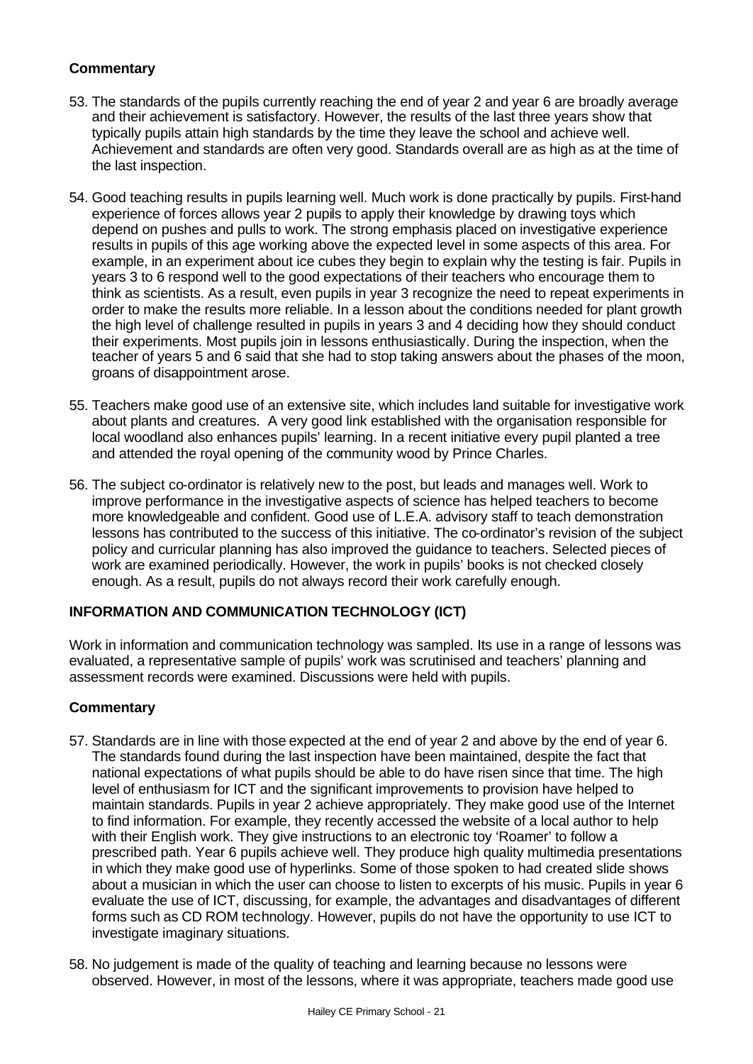### Commentary

53. The standards of the pupils currently reaching the end of year 2 and year 6 are broadly average and their achievement is satisfactory. However, the results of the last three years show that typically pupils attain high standards by the time they leave the school and achieve well. Achievement and standards are often very good. Standards overall are as high as at the time of the last inspection.

54. Good teaching results in pupils learning well. Much work is done practically by pupils. First-hand experience of forces allows year 2 pupils to apply their knowledge by drawing toys which depend on pushes and pulls to work. The strong emphasis placed on investigative experience results in pupils of this age working above the expected level in some aspects of this area. For example, in an experiment about ice cubes they begin to explain why the testing is fair. Pupils in years 3 to 6 respond well to the good expectations of their teachers who encourage them to think as scientists. As a result, even pupils in year 3 recognize the need to repeat experiments in order to make the results more reliable. In a lesson about the conditions needed for plant growth the high level of challenge resulted in pupils in years 3 and 4 deciding how they should conduct their experiments. Most pupils join in lessons enthusiastically. During the inspection, when the teacher of years 5 and 6 said that she had to stop taking answers about the phases of the moon, groans of disappointment arose.

55. Teachers make good use of an extensive site, which includes land suitable for investigative work about plants and creatures. A very good link established with the organisation responsible for local woodland also enhances pupils' learning. In a recent initiative every pupil planted a tree and attended the royal opening of the community wood by Prince Charles.

56. The subject co-ordinator is relatively new to the post, but leads and manages well. Work to improve performance in the investigative aspects of science has helped teachers to become more knowledgeable and confident. Good use of L.E.A. advisory staff to teach demonstration lessons has contributed to the success of this initiative. The co-ordinator's revision of the subject policy and curricular planning has also improved the guidance to teachers. Selected pieces of work are examined periodically. However, the work in pupils' books is not checked closely enough. As a result, pupils do not always record their work carefully enough.

## INFORMATION AND COMMUNICATION TECHNOLOGY (ICT)

Work in information and communication technology was sampled. Its use in a range of lessons was evaluated, a representative sample of pupils' work was scrutinised and teachers' planning and assessment records were examined. Discussions were held with pupils.

### Commentary

57. Standards are in line with those expected at the end of year 2 and above by the end of year 6. The standards found during the last inspection have been maintained, despite the fact that national expectations of what pupils should be able to do have risen since that time. The high level of enthusiasm for ICT and the significant improvements to provision have helped to maintain standards. Pupils in year 2 achieve appropriately. They make good use of the Internet to find information. For example, they recently accessed the website of a local author to help with their English work. They give instructions to an electronic toy 'Roamer' to follow a prescribed path. Year 6 pupils achieve well. They produce high quality multimedia presentations in which they make good use of hyperlinks. Some of those spoken to had created slide shows about a musician in which the user can choose to listen to excerpts of his music. Pupils in year 6 evaluate the use of ICT, discussing, for example, the advantages and disadvantages of different forms such as CD ROM technology. However, pupils do not have the opportunity to use ICT to investigate imaginary situations.

58. No judgement is made of the quality of teaching and learning because no lessons were observed. However, in most of the lessons, where it was appropriate, teachers made good use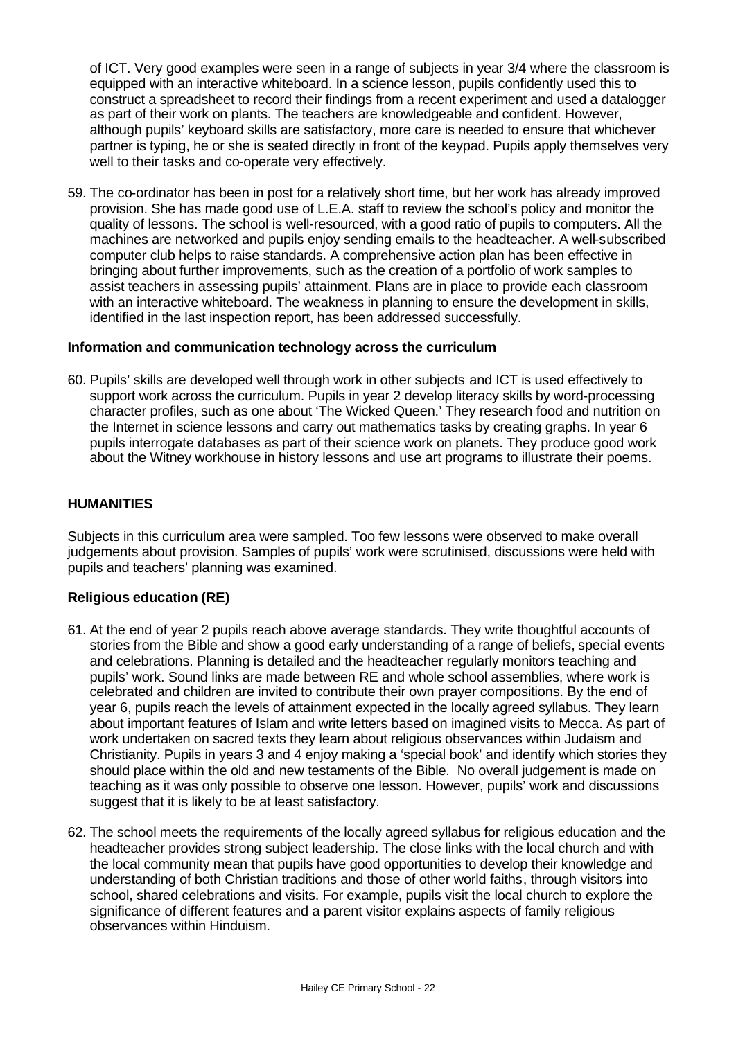of ICT. Very good examples were seen in a range of subjects in year 3/4 where the classroom is equipped with an interactive whiteboard. In a science lesson, pupils confidently used this to construct a spreadsheet to record their findings from a recent experiment and used a datalogger as part of their work on plants. The teachers are knowledgeable and confident. However, although pupils' keyboard skills are satisfactory, more care is needed to ensure that whichever partner is typing, he or she is seated directly in front of the keypad. Pupils apply themselves very well to their tasks and co-operate very effectively.

59. The co-ordinator has been in post for a relatively short time, but her work has already improved provision. She has made good use of L.E.A. staff to review the school's policy and monitor the quality of lessons. The school is well-resourced, with a good ratio of pupils to computers. All the machines are networked and pupils enjoy sending emails to the headteacher. A well-subscribed computer club helps to raise standards. A comprehensive action plan has been effective in bringing about further improvements, such as the creation of a portfolio of work samples to assist teachers in assessing pupils' attainment. Plans are in place to provide each classroom with an interactive whiteboard. The weakness in planning to ensure the development in skills, identified in the last inspection report, has been addressed successfully.

### Information and communication technology across the curriculum

60. Pupils' skills are developed well through work in other subjects and ICT is used effectively to support work across the curriculum. Pupils in year 2 develop literacy skills by word-processing character profiles, such as one about 'The Wicked Queen.' They research food and nutrition on the Internet in science lessons and carry out mathematics tasks by creating graphs. In year 6 pupils interrogate databases as part of their science work on planets. They produce good work about the Witney workhouse in history lessons and use art programs to illustrate their poems.

## HUMANITIES

Subjects in this curriculum area were sampled. Too few lessons were observed to make overall judgements about provision. Samples of pupils' work were scrutinised, discussions were held with pupils and teachers' planning was examined.

### Religious education (RE)

61. At the end of year 2 pupils reach above average standards. They write thoughtful accounts of stories from the Bible and show a good early understanding of a range of beliefs, special events and celebrations. Planning is detailed and the headteacher regularly monitors teaching and pupils' work. Sound links are made between RE and whole school assemblies, where work is celebrated and children are invited to contribute their own prayer compositions. By the end of year 6, pupils reach the levels of attainment expected in the locally agreed syllabus. They learn about important features of Islam and write letters based on imagined visits to Mecca. As part of work undertaken on sacred texts they learn about religious observances within Judaism and Christianity. Pupils in years 3 and 4 enjoy making a 'special book' and identify which stories they should place within the old and new testaments of the Bible. No overall judgement is made on teaching as it was only possible to observe one lesson. However, pupils' work and discussions suggest that it is likely to be at least satisfactory.

62. The school meets the requirements of the locally agreed syllabus for religious education and the headteacher provides strong subject leadership. The close links with the local church and with the local community mean that pupils have good opportunities to develop their knowledge and understanding of both Christian traditions and those of other world faiths, through visitors into school, shared celebrations and visits. For example, pupils visit the local church to explore the significance of different features and a parent visitor explains aspects of family religious observances within Hinduism.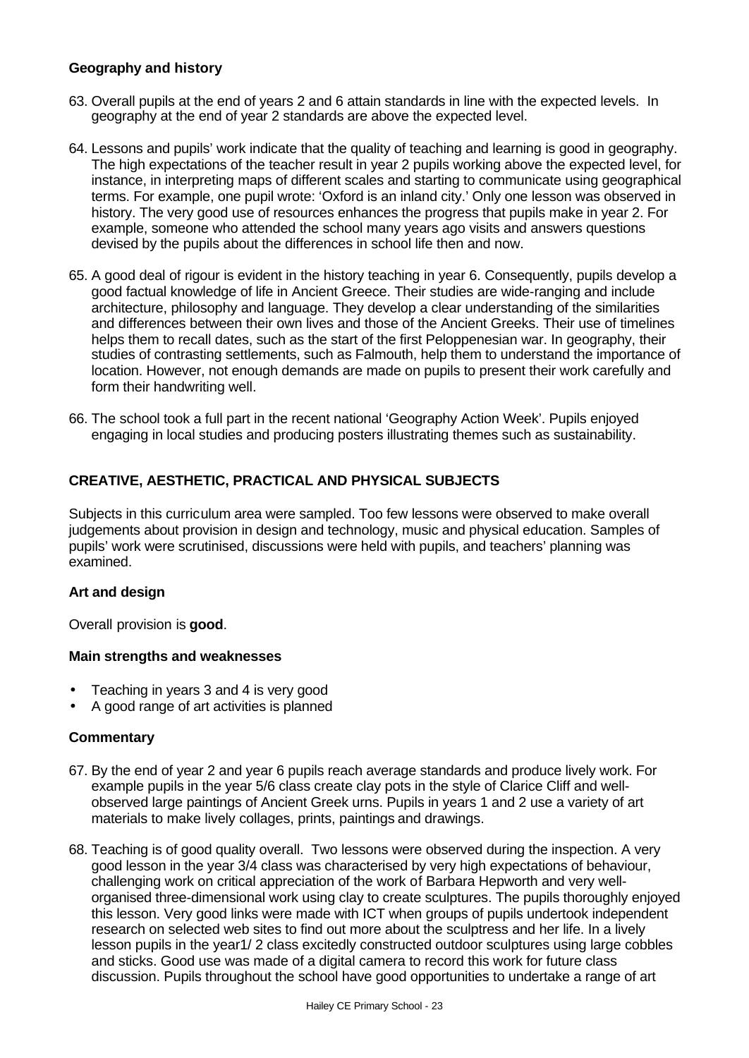### Geography and history

63. Overall pupils at the end of years 2 and 6 attain standards in line with the expected levels. In geography at the end of year 2 standards are above the expected level.

64. Lessons and pupils' work indicate that the quality of teaching and learning is good in geography. The high expectations of the teacher result in year 2 pupils working above the expected level, for instance, in interpreting maps of different scales and starting to communicate using geographical terms. For example, one pupil wrote: 'Oxford is an inland city.' Only one lesson was observed in history. The very good use of resources enhances the progress that pupils make in year 2. For example, someone who attended the school many years ago visits and answers questions devised by the pupils about the differences in school life then and now.

65. A good deal of rigour is evident in the history teaching in year 6. Consequently, pupils develop a good factual knowledge of life in Ancient Greece. Their studies are wide-ranging and include architecture, philosophy and language. They develop a clear understanding of the similarities and differences between their own lives and those of the Ancient Greeks. Their use of timelines helps them to recall dates, such as the start of the first Peloppenesian war. In geography, their studies of contrasting settlements, such as Falmouth, help them to understand the importance of location. However, not enough demands are made on pupils to present their work carefully and form their handwriting well.

66. The school took a full part in the recent national 'Geography Action Week'. Pupils enjoyed engaging in local studies and producing posters illustrating themes such as sustainability.

## CREATIVE, AESTHETIC, PRACTICAL AND PHYSICAL SUBJECTS

Subjects in this curriculum area were sampled. Too few lessons were observed to make overall judgements about provision in design and technology, music and physical education. Samples of pupils' work were scrutinised, discussions were held with pupils, and teachers' planning was examined.

### Art and design

Overall provision is **good**.

#### Main strengths and weaknesses

- Teaching in years 3 and 4 is very good
- A good range of art activities is planned

#### Commentary

67. By the end of year 2 and year 6 pupils reach average standards and produce lively work. For example pupils in the year 5/6 class create clay pots in the style of Clarice Cliff and well-observed large paintings of Ancient Greek urns. Pupils in years 1 and 2 use a variety of art materials to make lively collages, prints, paintings and drawings.

68. Teaching is of good quality overall. Two lessons were observed during the inspection. A very good lesson in the year 3/4 class was characterised by very high expectations of behaviour, challenging work on critical appreciation of the work of Barbara Hepworth and very well-organised three-dimensional work using clay to create sculptures. The pupils thoroughly enjoyed this lesson. Very good links were made with ICT when groups of pupils undertook independent research on selected web sites to find out more about the sculptress and her life. In a lively lesson pupils in the year1/ 2 class excitedly constructed outdoor sculptures using large cobbles and sticks. Good use was made of a digital camera to record this work for future class discussion. Pupils throughout the school have good opportunities to undertake a range of art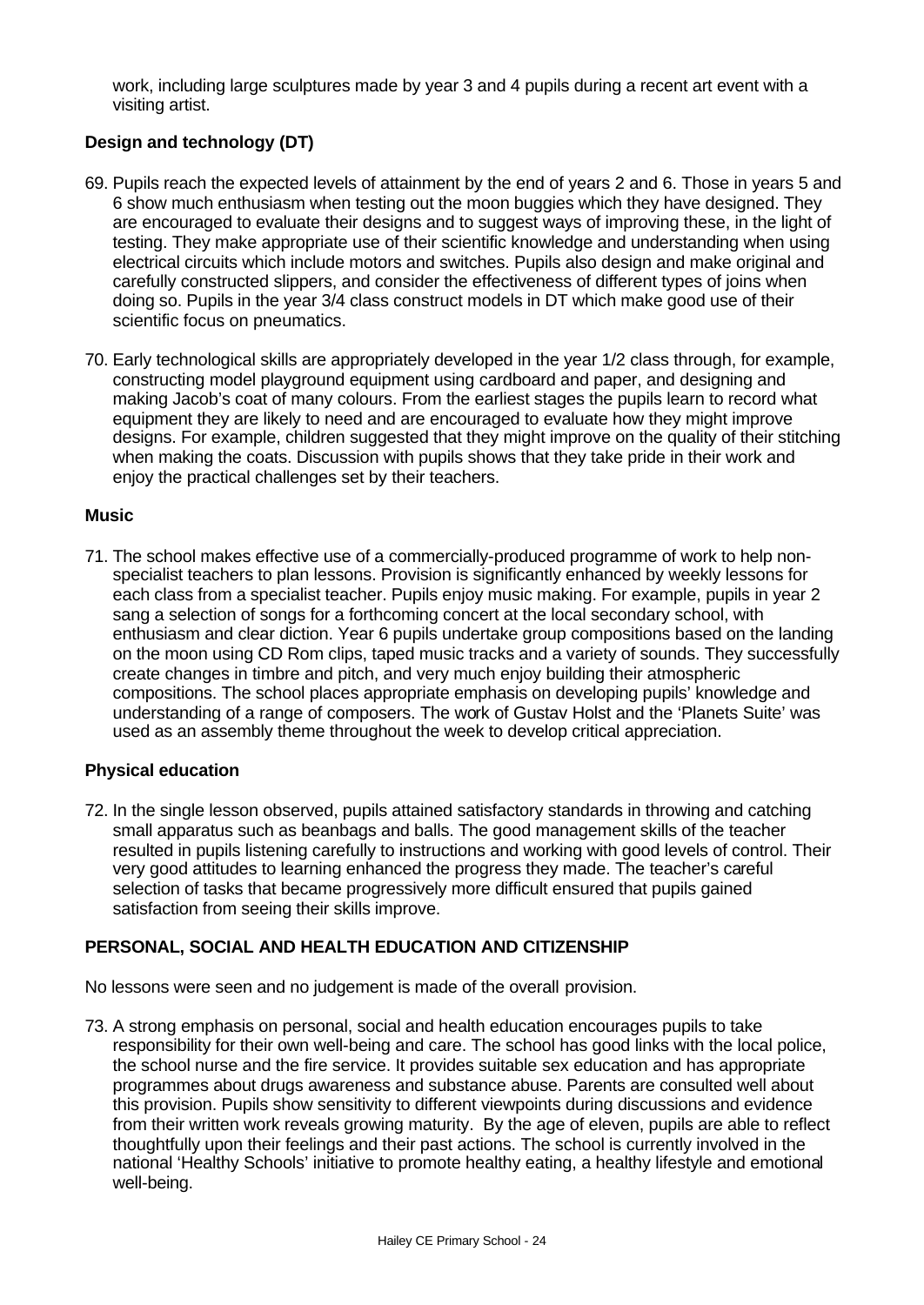work, including large sculptures made by year 3 and 4 pupils during a recent art event with a visiting artist.

**Design and technology (DT)**

69. Pupils reach the expected levels of attainment by the end of years 2 and 6. Those in years 5 and 6 show much enthusiasm when testing out the moon buggies which they have designed. They are encouraged to evaluate their designs and to suggest ways of improving these, in the light of testing. They make appropriate use of their scientific knowledge and understanding when using electrical circuits which include motors and switches. Pupils also design and make original and carefully constructed slippers, and consider the effectiveness of different types of joins when doing so. Pupils in the year 3/4 class construct models in DT which make good use of their scientific focus on pneumatics.

70. Early technological skills are appropriately developed in the year 1/2 class through, for example, constructing model playground equipment using cardboard and paper, and designing and making Jacob's coat of many colours. From the earliest stages the pupils learn to record what equipment they are likely to need and are encouraged to evaluate how they might improve designs. For example, children suggested that they might improve on the quality of their stitching when making the coats. Discussion with pupils shows that they take pride in their work and enjoy the practical challenges set by their teachers.

**Music**

71. The school makes effective use of a commercially-produced programme of work to help non-specialist teachers to plan lessons. Provision is significantly enhanced by weekly lessons for each class from a specialist teacher. Pupils enjoy music making. For example, pupils in year 2 sang a selection of songs for a forthcoming concert at the local secondary school, with enthusiasm and clear diction. Year 6 pupils undertake group compositions based on the landing on the moon using CD Rom clips, taped music tracks and a variety of sounds. They successfully create changes in timbre and pitch, and very much enjoy building their atmospheric compositions. The school places appropriate emphasis on developing pupils' knowledge and understanding of a range of composers. The work of Gustav Holst and the 'Planets Suite' was used as an assembly theme throughout the week to develop critical appreciation.

**Physical education**

72. In the single lesson observed, pupils attained satisfactory standards in throwing and catching small apparatus such as beanbags and balls. The good management skills of the teacher resulted in pupils listening carefully to instructions and working with good levels of control. Their very good attitudes to learning enhanced the progress they made. The teacher's careful selection of tasks that became progressively more difficult ensured that pupils gained satisfaction from seeing their skills improve.

**PERSONAL, SOCIAL AND HEALTH EDUCATION AND CITIZENSHIP**

No lessons were seen and no judgement is made of the overall provision.

73. A strong emphasis on personal, social and health education encourages pupils to take responsibility for their own well-being and care. The school has good links with the local police, the school nurse and the fire service. It provides suitable sex education and has appropriate programmes about drugs awareness and substance abuse. Parents are consulted well about this provision. Pupils show sensitivity to different viewpoints during discussions and evidence from their written work reveals growing maturity. By the age of eleven, pupils are able to reflect thoughtfully upon their feelings and their past actions. The school is currently involved in the national 'Healthy Schools' initiative to promote healthy eating, a healthy lifestyle and emotional well-being.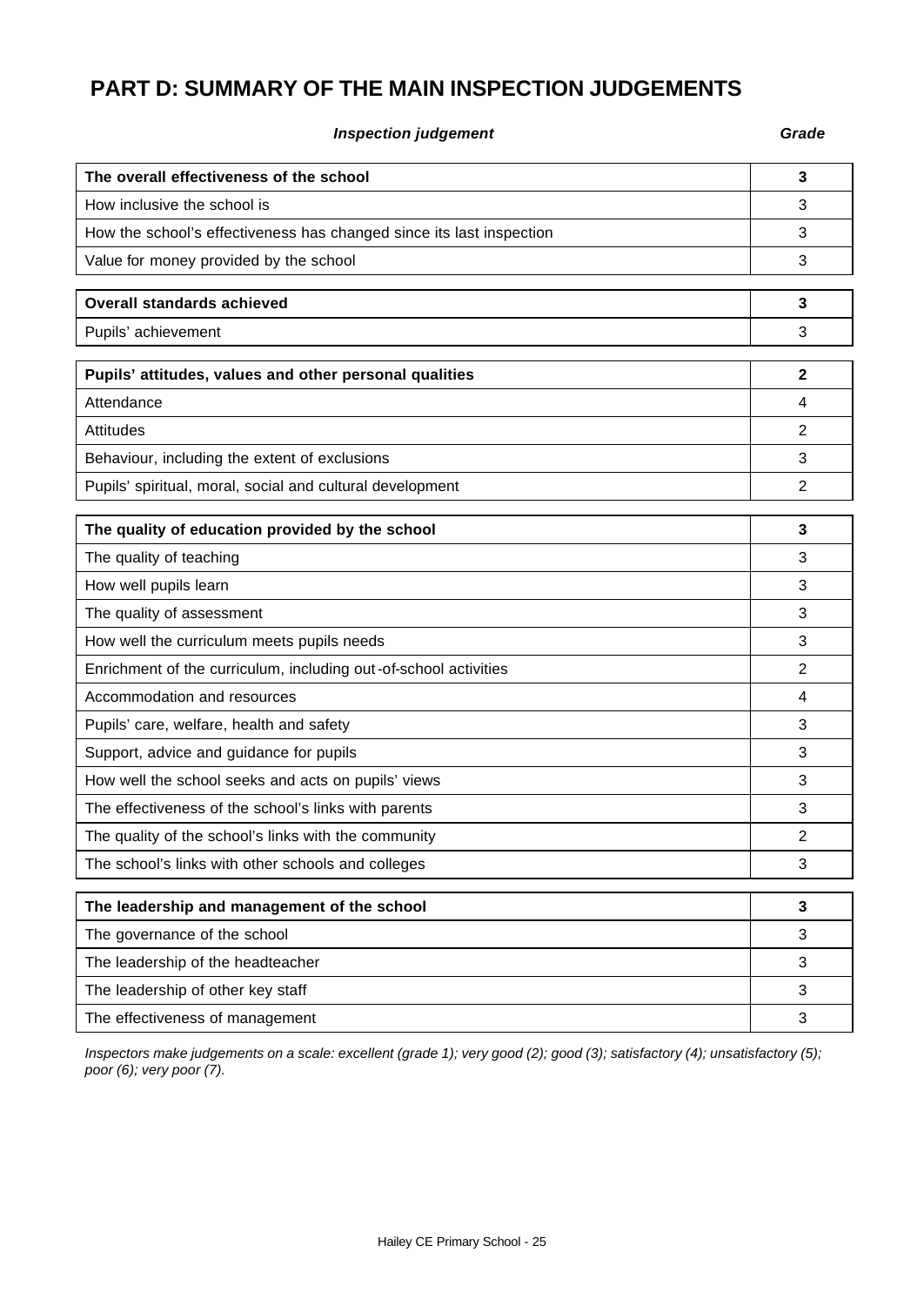# PART D: SUMMARY OF THE MAIN INSPECTION JUDGEMENTS

| ***Inspection judgement*** | ***Grade*** |
|---|---|
| **The overall effectiveness of the school** | **3** |
| How inclusive the school is | 3 |
| How the school's effectiveness has changed since its last inspection | 3 |
| Value for money provided by the school | 3 |
| **Overall standards achieved** | **3** |
| Pupils' achievement | 3 |
| **Pupils' attitudes, values and other personal qualities** | **2** |
| Attendance | 4 |
| Attitudes | 2 |
| Behaviour, including the extent of exclusions | 3 |
| Pupils' spiritual, moral, social and cultural development | 2 |
| **The quality of education provided by the school** | **3** |
| The quality of teaching | 3 |
| How well pupils learn | 3 |
| The quality of assessment | 3 |
| How well the curriculum meets pupils needs | 3 |
| Enrichment of the curriculum, including out-of-school activities | 2 |
| Accommodation and resources | 4 |
| Pupils' care, welfare, health and safety | 3 |
| Support, advice and guidance for pupils | 3 |
| How well the school seeks and acts on pupils' views | 3 |
| The effectiveness of the school's links with parents | 3 |
| The quality of the school's links with the community | 2 |
| The school's links with other schools and colleges | 3 |
| **The leadership and management of the school** | **3** |
| The governance of the school | 3 |
| The leadership of the headteacher | 3 |
| The leadership of other key staff | 3 |
| The effectiveness of management | 3 |

*Inspectors make judgements on a scale: excellent (grade 1); very good (2); good (3); satisfactory (4); unsatisfactory (5); poor (6); very poor (7).*